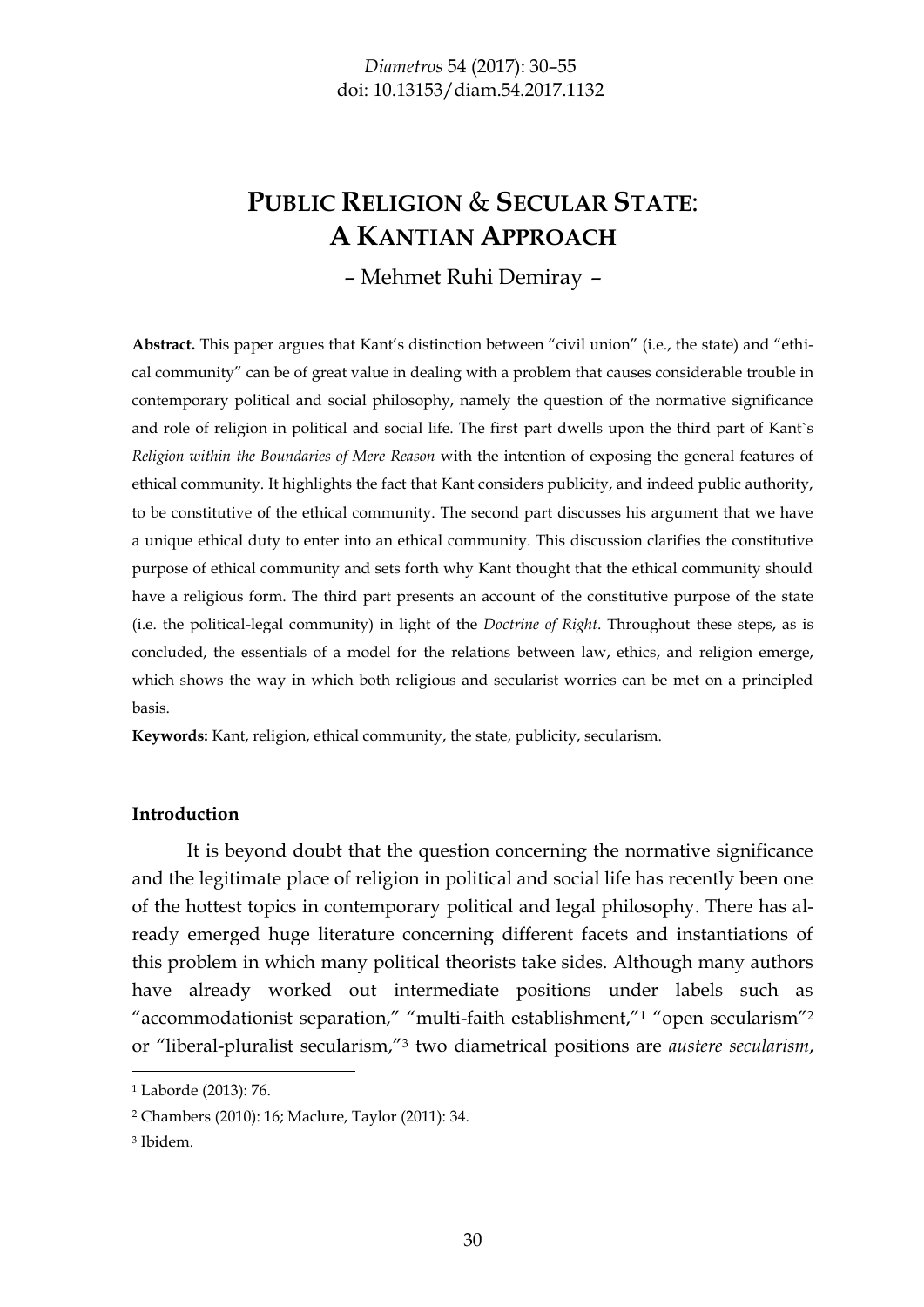# Public Religion & Secular State: A Kantian Approach

– Mehmet Ruhi Demiray –

**Abstract.** This paper argues that Kant's distinction between "civil union" (i.e., the state) and "ethical community" can be of great value in dealing with a problem that causes considerable trouble in contemporary political and social philosophy, namely the question of the normative significance and role of religion in political and social life. The first part dwells upon the third part of Kant`s *Religion within the Boundaries of Mere Reason* with the intention of exposing the general features of ethical community. It highlights the fact that Kant considers publicity, and indeed public authority, to be constitutive of the ethical community. The second part discusses his argument that we have a unique ethical duty to enter into an ethical community. This discussion clarifies the constitutive purpose of ethical community and sets forth why Kant thought that the ethical community should have a religious form. The third part presents an account of the constitutive purpose of the state (i.e. the political-legal community) in light of the *Doctrine of Right*. Throughout these steps, as is concluded, the essentials of a model for the relations between law, ethics, and religion emerge, which shows the way in which both religious and secularist worries can be met on a principled basis.

**Keywords:** Kant, religion, ethical community, the state, publicity, secularism.

## Introduction

It is beyond doubt that the question concerning the normative significance and the legitimate place of religion in political and social life has recently been one of the hottest topics in contemporary political and legal philosophy. There has already emerged huge literature concerning different facets and instantiations of this problem in which many political theorists take sides. Although many authors have already worked out intermediate positions under labels such as "accommodationist separation," "multi-faith establishment,"[1] "open secularism"[2] or "liberal-pluralist secularism,"[3] two diametrical positions are *austere secularism*,

[1] Laborde (2013): 76.

[2] Chambers (2010): 16; Maclure, Taylor (2011): 34.

[3] Ibidem.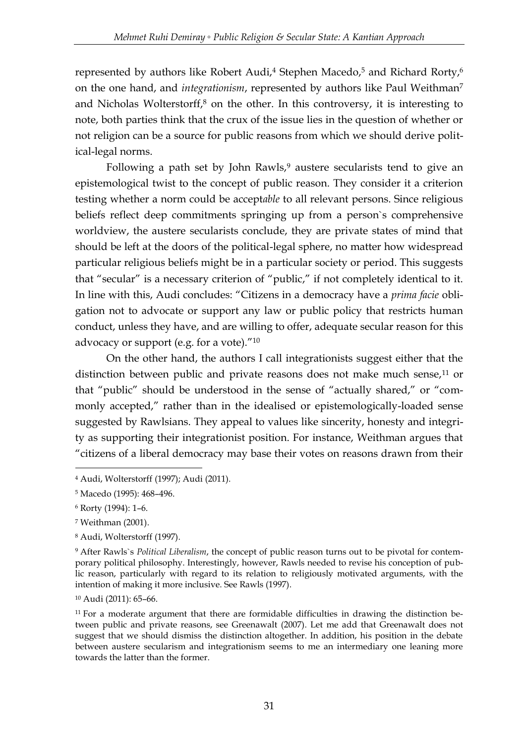represented by authors like Robert Audi,[4] Stephen Macedo,[5] and Richard Rorty,[6] on the one hand, and *integrationism*, represented by authors like Paul Weithman[7] and Nicholas Wolterstorff,[8] on the other. In this controversy, it is interesting to note, both parties think that the crux of the issue lies in the question of whether or not religion can be a source for public reasons from which we should derive political-legal norms.

Following a path set by John Rawls,[9] austere secularists tend to give an epistemological twist to the concept of public reason. They consider it a criterion testing whether a norm could be accept*able* to all relevant persons. Since religious beliefs reflect deep commitments springing up from a person`s comprehensive worldview, the austere secularists conclude, they are private states of mind that should be left at the doors of the political-legal sphere, no matter how widespread particular religious beliefs might be in a particular society or period. This suggests that "secular" is a necessary criterion of "public," if not completely identical to it. In line with this, Audi concludes: "Citizens in a democracy have a *prima facie* obligation not to advocate or support any law or public policy that restricts human conduct, unless they have, and are willing to offer, adequate secular reason for this advocacy or support (e.g. for a vote)."[10]

On the other hand, the authors I call integrationists suggest either that the distinction between public and private reasons does not make much sense,[11] or that "public" should be understood in the sense of "actually shared," or "commonly accepted," rather than in the idealised or epistemologically-loaded sense suggested by Rawlsians. They appeal to values like sincerity, honesty and integrity as supporting their integrationist position. For instance, Weithman argues that "citizens of a liberal democracy may base their votes on reasons drawn from their

---

[4] Audi, Wolterstorff (1997); Audi (2011).

[5] Macedo (1995): 468–496.

[6] Rorty (1994): 1–6.

[7] Weithman (2001).

[8] Audi, Wolterstorff (1997).

[9] After Rawls`s *Political Liberalism*, the concept of public reason turns out to be pivotal for contemporary political philosophy. Interestingly, however, Rawls needed to revise his conception of public reason, particularly with regard to its relation to religiously motivated arguments, with the intention of making it more inclusive. See Rawls (1997).

[10] Audi (2011): 65–66.

[11] For a moderate argument that there are formidable difficulties in drawing the distinction between public and private reasons, see Greenawalt (2007). Let me add that Greenawalt does not suggest that we should dismiss the distinction altogether. In addition, his position in the debate between austere secularism and integrationism seems to me an intermediary one leaning more towards the latter than the former.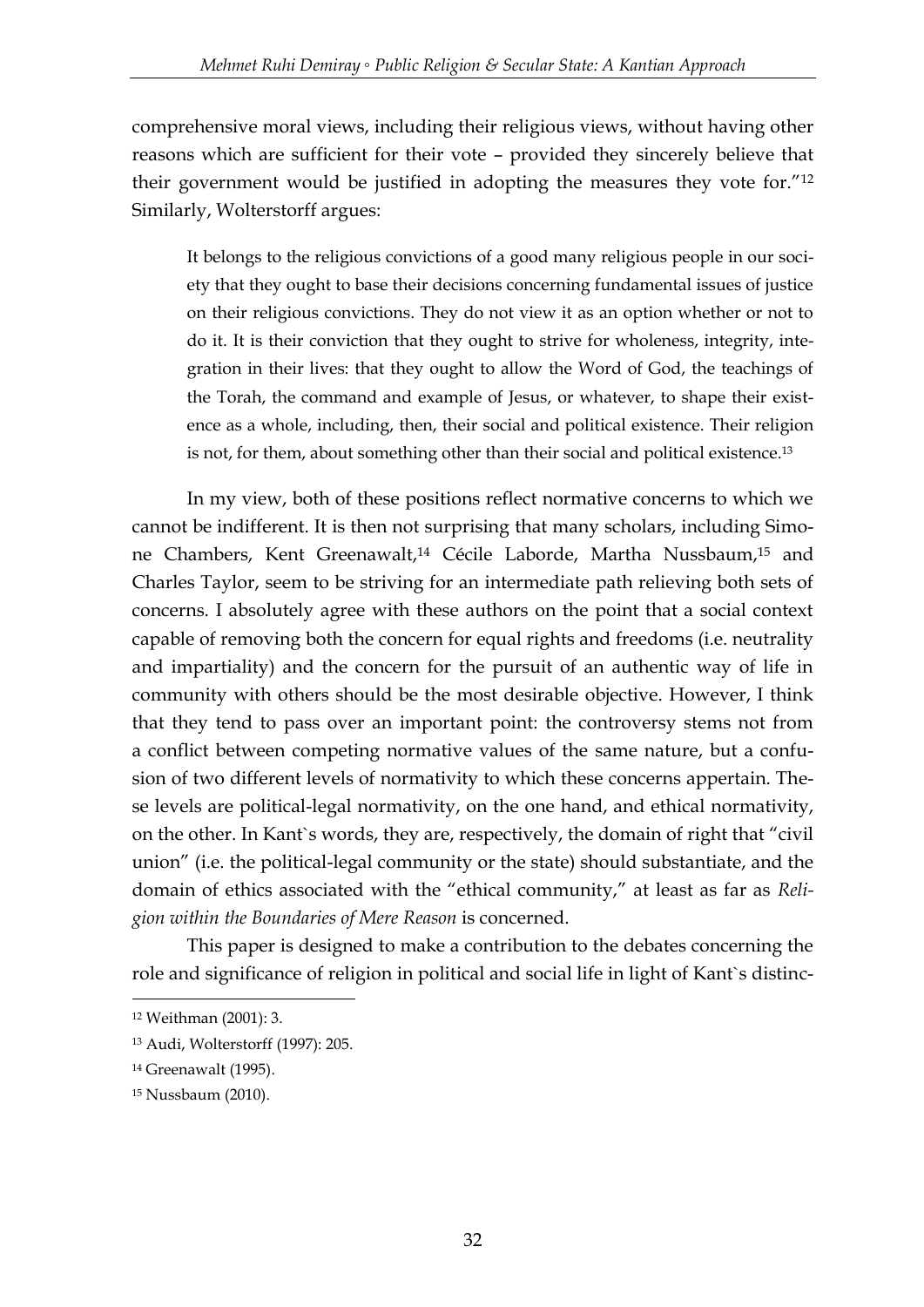comprehensive moral views, including their religious views, without having other reasons which are sufficient for their vote – provided they sincerely believe that their government would be justified in adopting the measures they vote for."[12] Similarly, Wolterstorff argues:

> It belongs to the religious convictions of a good many religious people in our society that they ought to base their decisions concerning fundamental issues of justice on their religious convictions. They do not view it as an option whether or not to do it. It is their conviction that they ought to strive for wholeness, integrity, integration in their lives: that they ought to allow the Word of God, the teachings of the Torah, the command and example of Jesus, or whatever, to shape their existence as a whole, including, then, their social and political existence. Their religion is not, for them, about something other than their social and political existence.[13]

In my view, both of these positions reflect normative concerns to which we cannot be indifferent. It is then not surprising that many scholars, including Simone Chambers, Kent Greenawalt,[14] Cécile Laborde, Martha Nussbaum,[15] and Charles Taylor, seem to be striving for an intermediate path relieving both sets of concerns. I absolutely agree with these authors on the point that a social context capable of removing both the concern for equal rights and freedoms (i.e. neutrality and impartiality) and the concern for the pursuit of an authentic way of life in community with others should be the most desirable objective. However, I think that they tend to pass over an important point: the controversy stems not from a conflict between competing normative values of the same nature, but a confusion of two different levels of normativity to which these concerns appertain. These levels are political-legal normativity, on the one hand, and ethical normativity, on the other. In Kant`s words, they are, respectively, the domain of right that "civil union" (i.e. the political-legal community or the state) should substantiate, and the domain of ethics associated with the "ethical community," at least as far as *Religion within the Boundaries of Mere Reason* is concerned.

This paper is designed to make a contribution to the debates concerning the role and significance of religion in political and social life in light of Kant`s distinc-

---

[12] Weithman (2001): 3.

[13] Audi, Wolterstorff (1997): 205.

[14] Greenawalt (1995).

[15] Nussbaum (2010).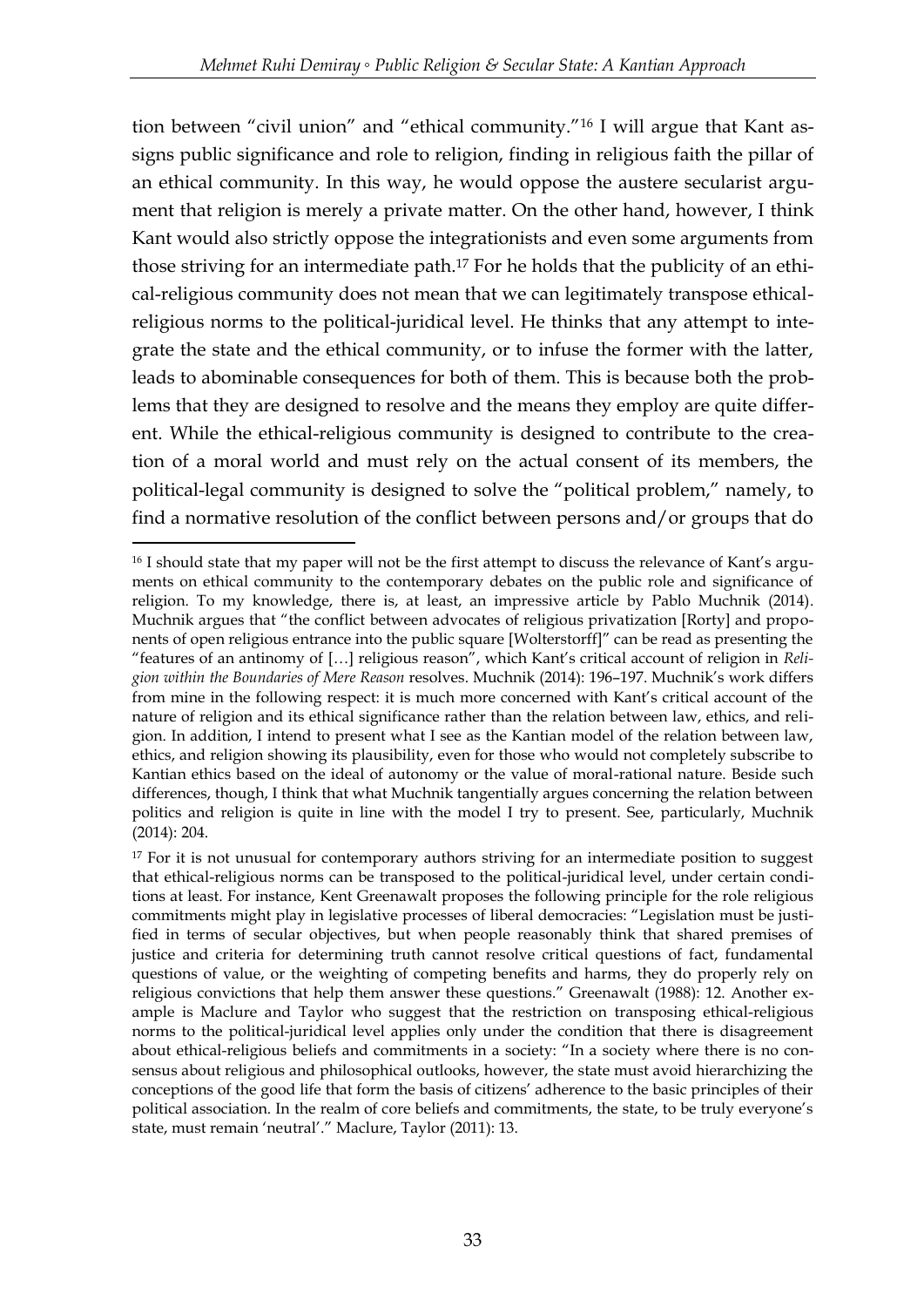tion between "civil union" and "ethical community."[16] I will argue that Kant assigns public significance and role to religion, finding in religious faith the pillar of an ethical community. In this way, he would oppose the austere secularist argument that religion is merely a private matter. On the other hand, however, I think Kant would also strictly oppose the integrationists and even some arguments from those striving for an intermediate path.[17] For he holds that the publicity of an ethical-religious community does not mean that we can legitimately transpose ethical-religious norms to the political-juridical level. He thinks that any attempt to integrate the state and the ethical community, or to infuse the former with the latter, leads to abominable consequences for both of them. This is because both the problems that they are designed to resolve and the means they employ are quite different. While the ethical-religious community is designed to contribute to the creation of a moral world and must rely on the actual consent of its members, the political-legal community is designed to solve the "political problem," namely, to find a normative resolution of the conflict between persons and/or groups that do

[16] I should state that my paper will not be the first attempt to discuss the relevance of Kant's arguments on ethical community to the contemporary debates on the public role and significance of religion. To my knowledge, there is, at least, an impressive article by Pablo Muchnik (2014). Muchnik argues that "the conflict between advocates of religious privatization [Rorty] and proponents of open religious entrance into the public square [Wolterstorff]" can be read as presenting the "features of an antinomy of […] religious reason", which Kant's critical account of religion in *Religion within the Boundaries of Mere Reason* resolves. Muchnik (2014): 196–197. Muchnik's work differs from mine in the following respect: it is much more concerned with Kant's critical account of the nature of religion and its ethical significance rather than the relation between law, ethics, and religion. In addition, I intend to present what I see as the Kantian model of the relation between law, ethics, and religion showing its plausibility, even for those who would not completely subscribe to Kantian ethics based on the ideal of autonomy or the value of moral-rational nature. Beside such differences, though, I think that what Muchnik tangentially argues concerning the relation between politics and religion is quite in line with the model I try to present. See, particularly, Muchnik (2014): 204.

[17] For it is not unusual for contemporary authors striving for an intermediate position to suggest that ethical-religious norms can be transposed to the political-juridical level, under certain conditions at least. For instance, Kent Greenawalt proposes the following principle for the role religious commitments might play in legislative processes of liberal democracies: "Legislation must be justified in terms of secular objectives, but when people reasonably think that shared premises of justice and criteria for determining truth cannot resolve critical questions of fact, fundamental questions of value, or the weighting of competing benefits and harms, they do properly rely on religious convictions that help them answer these questions." Greenawalt (1988): 12. Another example is Maclure and Taylor who suggest that the restriction on transposing ethical-religious norms to the political-juridical level applies only under the condition that there is disagreement about ethical-religious beliefs and commitments in a society: "In a society where there is no consensus about religious and philosophical outlooks, however, the state must avoid hierarchizing the conceptions of the good life that form the basis of citizens' adherence to the basic principles of their political association. In the realm of core beliefs and commitments, the state, to be truly everyone's state, must remain 'neutral'." Maclure, Taylor (2011): 13.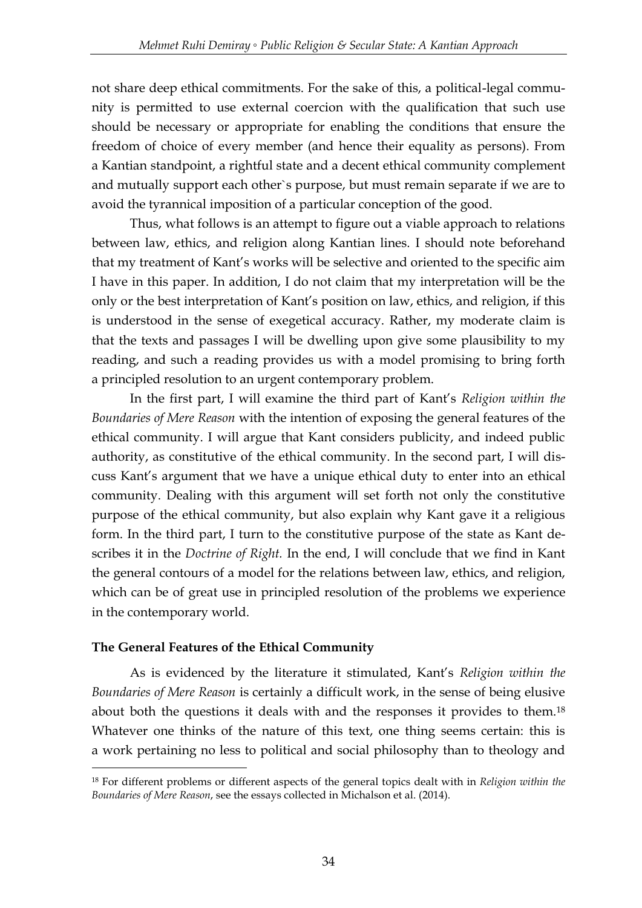not share deep ethical commitments. For the sake of this, a political-legal community is permitted to use external coercion with the qualification that such use should be necessary or appropriate for enabling the conditions that ensure the freedom of choice of every member (and hence their equality as persons). From a Kantian standpoint, a rightful state and a decent ethical community complement and mutually support each other`s purpose, but must remain separate if we are to avoid the tyrannical imposition of a particular conception of the good.

Thus, what follows is an attempt to figure out a viable approach to relations between law, ethics, and religion along Kantian lines. I should note beforehand that my treatment of Kant's works will be selective and oriented to the specific aim I have in this paper. In addition, I do not claim that my interpretation will be the only or the best interpretation of Kant's position on law, ethics, and religion, if this is understood in the sense of exegetical accuracy. Rather, my moderate claim is that the texts and passages I will be dwelling upon give some plausibility to my reading, and such a reading provides us with a model promising to bring forth a principled resolution to an urgent contemporary problem.

In the first part, I will examine the third part of Kant's *Religion within the Boundaries of Mere Reason* with the intention of exposing the general features of the ethical community. I will argue that Kant considers publicity, and indeed public authority, as constitutive of the ethical community. In the second part, I will discuss Kant's argument that we have a unique ethical duty to enter into an ethical community. Dealing with this argument will set forth not only the constitutive purpose of the ethical community, but also explain why Kant gave it a religious form. In the third part, I turn to the constitutive purpose of the state as Kant describes it in the *Doctrine of Right.* In the end, I will conclude that we find in Kant the general contours of a model for the relations between law, ethics, and religion, which can be of great use in principled resolution of the problems we experience in the contemporary world.

**The General Features of the Ethical Community**

As is evidenced by the literature it stimulated, Kant's *Religion within the Boundaries of Mere Reason* is certainly a difficult work, in the sense of being elusive about both the questions it deals with and the responses it provides to them.[18] Whatever one thinks of the nature of this text, one thing seems certain: this is a work pertaining no less to political and social philosophy than to theology and

---

[18] For different problems or different aspects of the general topics dealt with in *Religion within the Boundaries of Mere Reason*, see the essays collected in Michalson et al. (2014).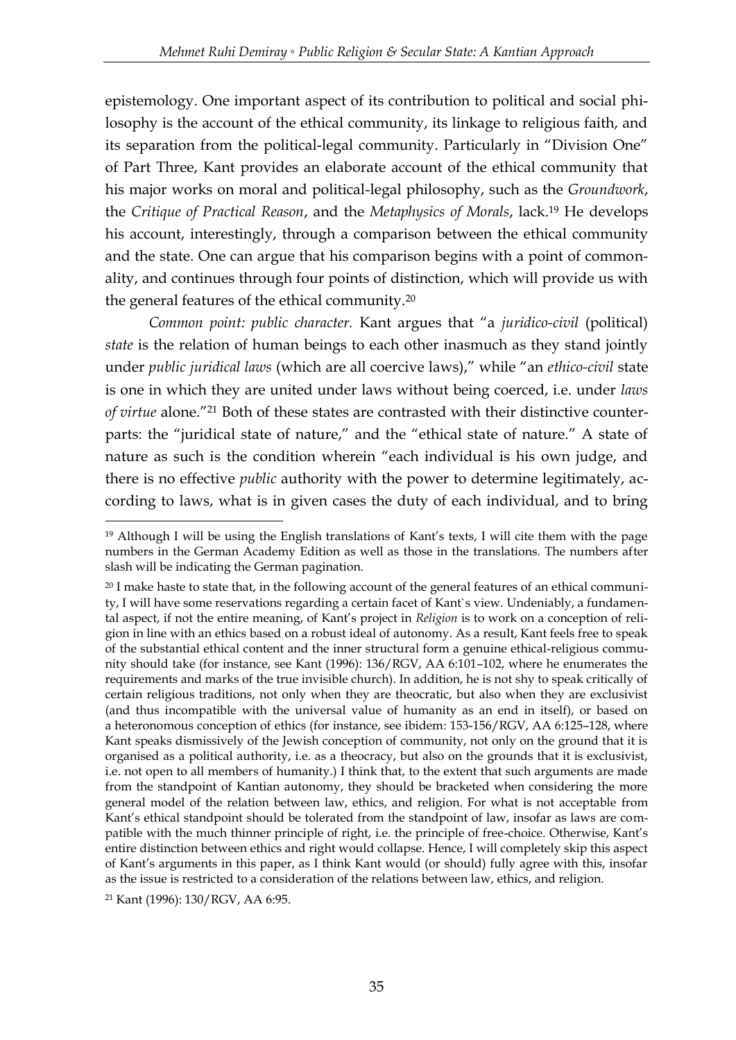epistemology. One important aspect of its contribution to political and social philosophy is the account of the ethical community, its linkage to religious faith, and its separation from the political-legal community. Particularly in "Division One" of Part Three, Kant provides an elaborate account of the ethical community that his major works on moral and political-legal philosophy, such as the *Groundwork*, the *Critique of Practical Reason*, and the *Metaphysics of Morals*, lack.[19] He develops his account, interestingly, through a comparison between the ethical community and the state. One can argue that his comparison begins with a point of commonality, and continues through four points of distinction, which will provide us with the general features of the ethical community.[20]

*Common point: public character.* Kant argues that "a *juridico-civil* (political) *state* is the relation of human beings to each other inasmuch as they stand jointly under *public juridical laws* (which are all coercive laws)," while "an *ethico-civil* state is one in which they are united under laws without being coerced, i.e. under *laws of virtue* alone."[21] Both of these states are contrasted with their distinctive counterparts: the "juridical state of nature," and the "ethical state of nature." A state of nature as such is the condition wherein "each individual is his own judge, and there is no effective *public* authority with the power to determine legitimately, according to laws, what is in given cases the duty of each individual, and to bring

---

[19] Although I will be using the English translations of Kant's texts, I will cite them with the page numbers in the German Academy Edition as well as those in the translations. The numbers after slash will be indicating the German pagination.

[20] I make haste to state that, in the following account of the general features of an ethical community, I will have some reservations regarding a certain facet of Kant`s view. Undeniably, a fundamental aspect, if not the entire meaning, of Kant's project in *Religion* is to work on a conception of religion in line with an ethics based on a robust ideal of autonomy. As a result, Kant feels free to speak of the substantial ethical content and the inner structural form a genuine ethical-religious community should take (for instance, see Kant (1996): 136/RGV, AA 6:101–102, where he enumerates the requirements and marks of the true invisible church). In addition, he is not shy to speak critically of certain religious traditions, not only when they are theocratic, but also when they are exclusivist (and thus incompatible with the universal value of humanity as an end in itself), or based on a heteronomous conception of ethics (for instance, see ibidem: 153-156/RGV, AA 6:125–128, where Kant speaks dismissively of the Jewish conception of community, not only on the ground that it is organised as a political authority, i.e. as a theocracy, but also on the grounds that it is exclusivist, i.e. not open to all members of humanity.) I think that, to the extent that such arguments are made from the standpoint of Kantian autonomy, they should be bracketed when considering the more general model of the relation between law, ethics, and religion. For what is not acceptable from Kant's ethical standpoint should be tolerated from the standpoint of law, insofar as laws are compatible with the much thinner principle of right, i.e. the principle of free-choice. Otherwise, Kant's entire distinction between ethics and right would collapse. Hence, I will completely skip this aspect of Kant's arguments in this paper, as I think Kant would (or should) fully agree with this, insofar as the issue is restricted to a consideration of the relations between law, ethics, and religion.

[21] Kant (1996): 130/RGV, AA 6:95.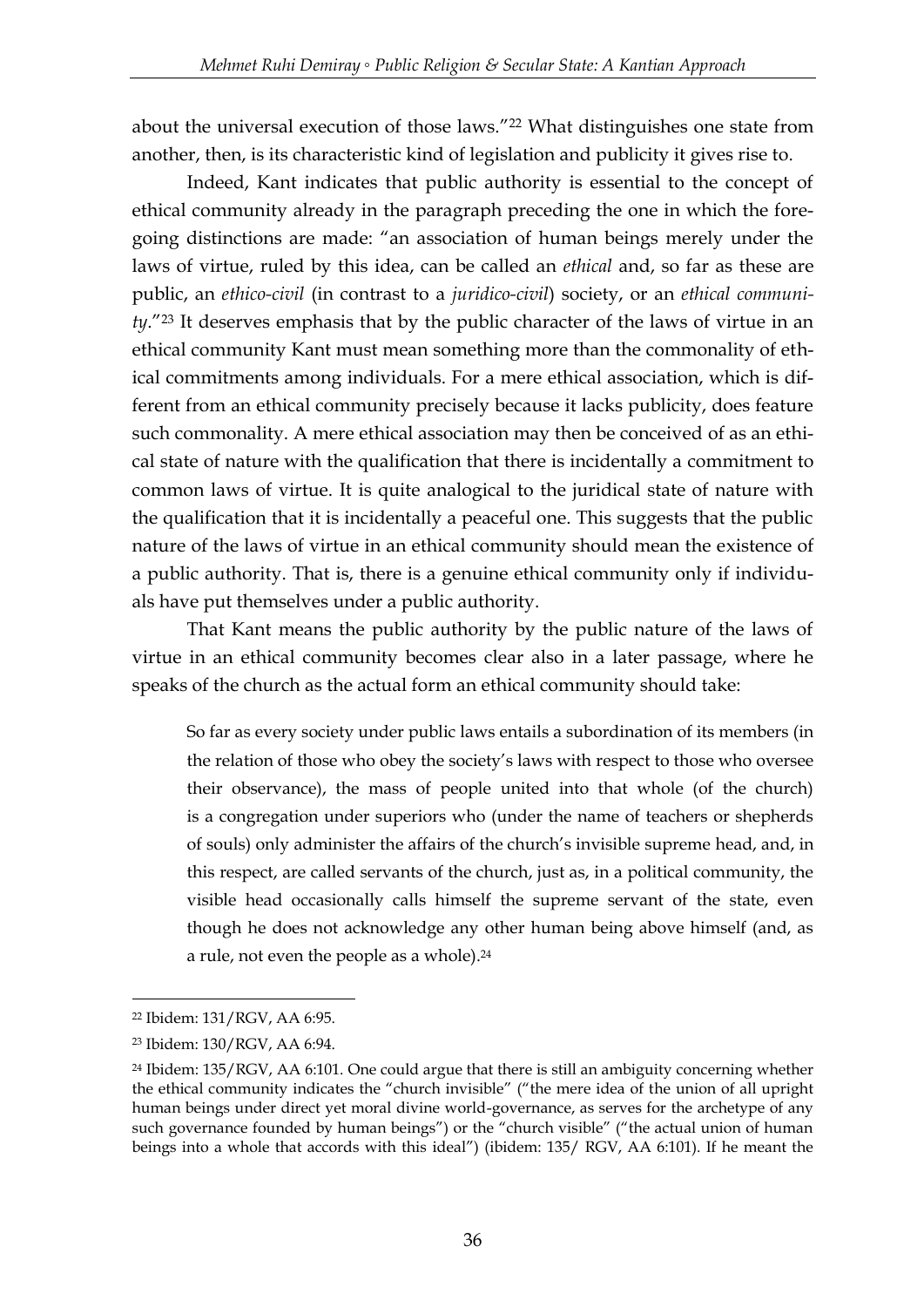about the universal execution of those laws."[22] What distinguishes one state from another, then, is its characteristic kind of legislation and publicity it gives rise to.

Indeed, Kant indicates that public authority is essential to the concept of ethical community already in the paragraph preceding the one in which the foregoing distinctions are made: "an association of human beings merely under the laws of virtue, ruled by this idea, can be called an *ethical* and, so far as these are public, an *ethico-civil* (in contrast to a *juridico-civil*) society, or an *ethical community*."[23] It deserves emphasis that by the public character of the laws of virtue in an ethical community Kant must mean something more than the commonality of ethical commitments among individuals. For a mere ethical association, which is different from an ethical community precisely because it lacks publicity, does feature such commonality. A mere ethical association may then be conceived of as an ethical state of nature with the qualification that there is incidentally a commitment to common laws of virtue. It is quite analogical to the juridical state of nature with the qualification that it is incidentally a peaceful one. This suggests that the public nature of the laws of virtue in an ethical community should mean the existence of a public authority. That is, there is a genuine ethical community only if individuals have put themselves under a public authority.

That Kant means the public authority by the public nature of the laws of virtue in an ethical community becomes clear also in a later passage, where he speaks of the church as the actual form an ethical community should take:

> So far as every society under public laws entails a subordination of its members (in the relation of those who obey the society's laws with respect to those who oversee their observance), the mass of people united into that whole (of the church) is a congregation under superiors who (under the name of teachers or shepherds of souls) only administer the affairs of the church's invisible supreme head, and, in this respect, are called servants of the church, just as, in a political community, the visible head occasionally calls himself the supreme servant of the state, even though he does not acknowledge any other human being above himself (and, as a rule, not even the people as a whole).[24]

---

[22] Ibidem: 131/RGV, AA 6:95.

[23] Ibidem: 130/RGV, AA 6:94.

[24] Ibidem: 135/RGV, AA 6:101. One could argue that there is still an ambiguity concerning whether the ethical community indicates the "church invisible" ("the mere idea of the union of all upright human beings under direct yet moral divine world-governance, as serves for the archetype of any such governance founded by human beings") or the "church visible" ("the actual union of human beings into a whole that accords with this ideal") (ibidem: 135/ RGV, AA 6:101). If he meant the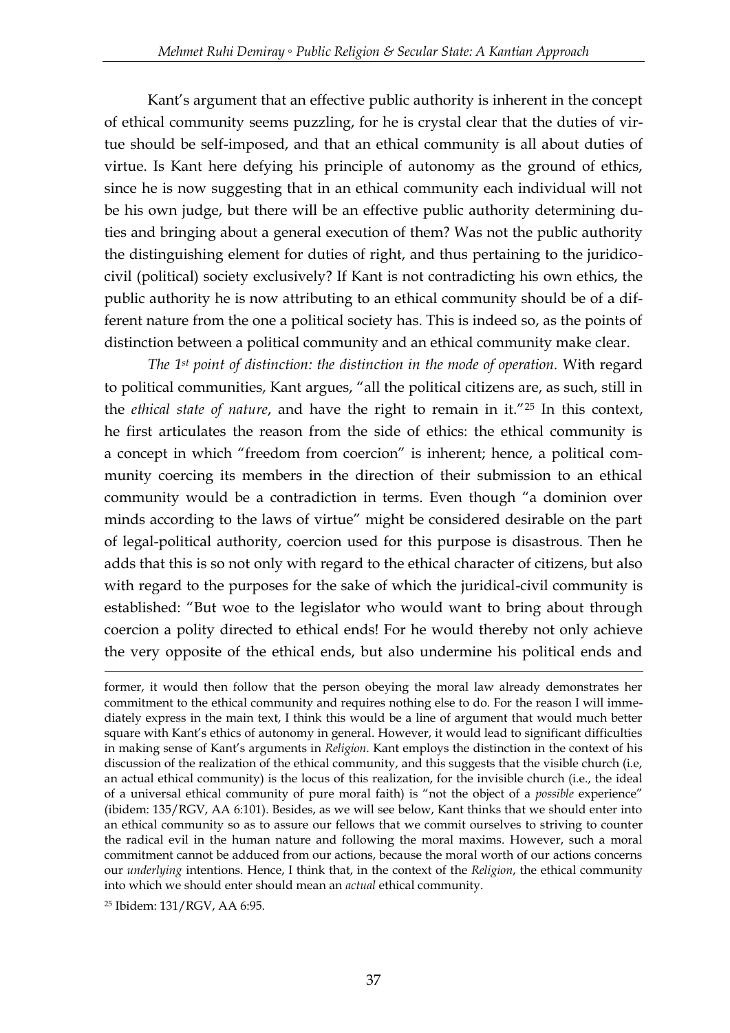Kant's argument that an effective public authority is inherent in the concept of ethical community seems puzzling, for he is crystal clear that the duties of virtue should be self-imposed, and that an ethical community is all about duties of virtue. Is Kant here defying his principle of autonomy as the ground of ethics, since he is now suggesting that in an ethical community each individual will not be his own judge, but there will be an effective public authority determining duties and bringing about a general execution of them? Was not the public authority the distinguishing element for duties of right, and thus pertaining to the juridico-civil (political) society exclusively? If Kant is not contradicting his own ethics, the public authority he is now attributing to an ethical community should be of a different nature from the one a political society has. This is indeed so, as the points of distinction between a political community and an ethical community make clear.

*The 1st point of distinction: the distinction in the mode of operation.* With regard to political communities, Kant argues, "all the political citizens are, as such, still in the *ethical state of nature*, and have the right to remain in it."[25] In this context, he first articulates the reason from the side of ethics: the ethical community is a concept in which "freedom from coercion" is inherent; hence, a political community coercing its members in the direction of their submission to an ethical community would be a contradiction in terms. Even though "a dominion over minds according to the laws of virtue" might be considered desirable on the part of legal-political authority, coercion used for this purpose is disastrous. Then he adds that this is so not only with regard to the ethical character of citizens, but also with regard to the purposes for the sake of which the juridical-civil community is established: "But woe to the legislator who would want to bring about through coercion a polity directed to ethical ends! For he would thereby not only achieve the very opposite of the ethical ends, but also undermine his political ends and

---

former, it would then follow that the person obeying the moral law already demonstrates her commitment to the ethical community and requires nothing else to do. For the reason I will immediately express in the main text, I think this would be a line of argument that would much better square with Kant's ethics of autonomy in general. However, it would lead to significant difficulties in making sense of Kant's arguments in *Religion*. Kant employs the distinction in the context of his discussion of the realization of the ethical community, and this suggests that the visible church (i.e, an actual ethical community) is the locus of this realization, for the invisible church (i.e., the ideal of a universal ethical community of pure moral faith) is "not the object of a *possible* experience" (ibidem: 135/RGV, AA 6:101). Besides, as we will see below, Kant thinks that we should enter into an ethical community so as to assure our fellows that we commit ourselves to striving to counter the radical evil in the human nature and following the moral maxims. However, such a moral commitment cannot be adduced from our actions, because the moral worth of our actions concerns our *underlying* intentions. Hence, I think that, in the context of the *Religion*, the ethical community into which we should enter should mean an *actual* ethical community.

[25] Ibidem: 131/RGV, AA 6:95.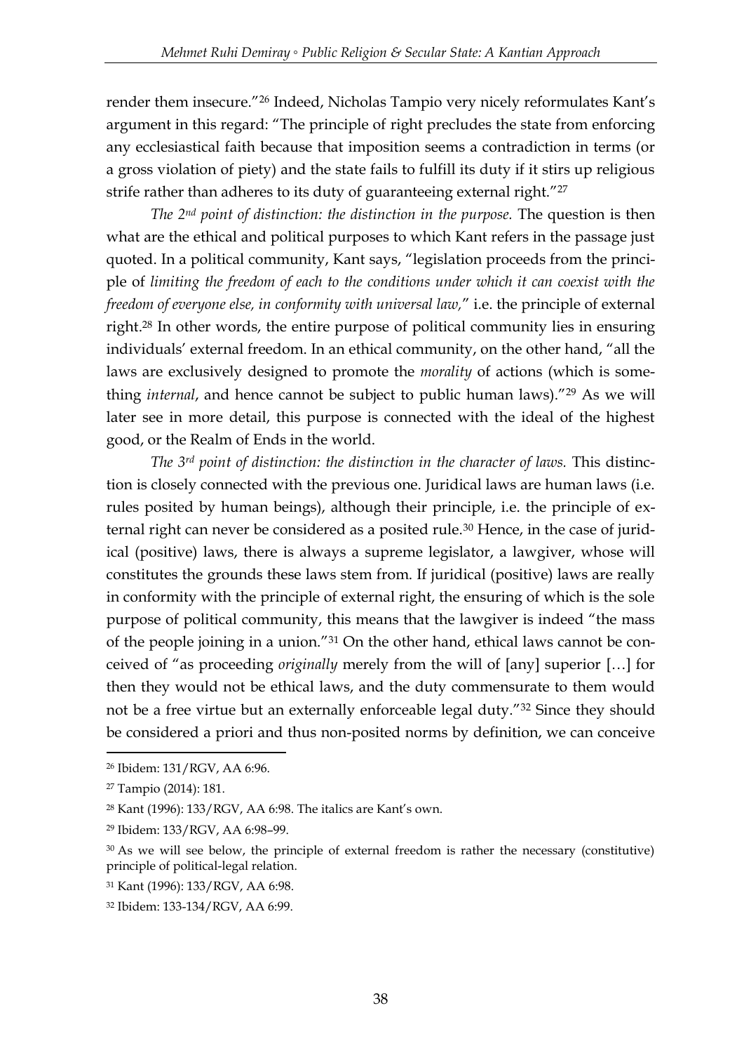render them insecure."[26] Indeed, Nicholas Tampio very nicely reformulates Kant's argument in this regard: "The principle of right precludes the state from enforcing any ecclesiastical faith because that imposition seems a contradiction in terms (or a gross violation of piety) and the state fails to fulfill its duty if it stirs up religious strife rather than adheres to its duty of guaranteeing external right."[27]

*The 2nd point of distinction: the distinction in the purpose.* The question is then what are the ethical and political purposes to which Kant refers in the passage just quoted. In a political community, Kant says, "legislation proceeds from the principle of *limiting the freedom of each to the conditions under which it can coexist with the freedom of everyone else, in conformity with universal law,*" i.e. the principle of external right.[28] In other words, the entire purpose of political community lies in ensuring individuals' external freedom. In an ethical community, on the other hand, "all the laws are exclusively designed to promote the *morality* of actions (which is something *internal*, and hence cannot be subject to public human laws)."[29] As we will later see in more detail, this purpose is connected with the ideal of the highest good, or the Realm of Ends in the world.

*The 3rd point of distinction: the distinction in the character of laws.* This distinction is closely connected with the previous one. Juridical laws are human laws (i.e. rules posited by human beings), although their principle, i.e. the principle of external right can never be considered as a posited rule.[30] Hence, in the case of juridical (positive) laws, there is always a supreme legislator, a lawgiver, whose will constitutes the grounds these laws stem from. If juridical (positive) laws are really in conformity with the principle of external right, the ensuring of which is the sole purpose of political community, this means that the lawgiver is indeed "the mass of the people joining in a union."[31] On the other hand, ethical laws cannot be conceived of "as proceeding *originally* merely from the will of [any] superior […] for then they would not be ethical laws, and the duty commensurate to them would not be a free virtue but an externally enforceable legal duty."[32] Since they should be considered a priori and thus non-posited norms by definition, we can conceive

---

[26] Ibidem: 131/RGV, AA 6:96.

[27] Tampio (2014): 181.

[28] Kant (1996): 133/RGV, AA 6:98. The italics are Kant's own.

[29] Ibidem: 133/RGV, AA 6:98–99.

[30] As we will see below, the principle of external freedom is rather the necessary (constitutive) principle of political-legal relation.

[31] Kant (1996): 133/RGV, AA 6:98.

[32] Ibidem: 133-134/RGV, AA 6:99.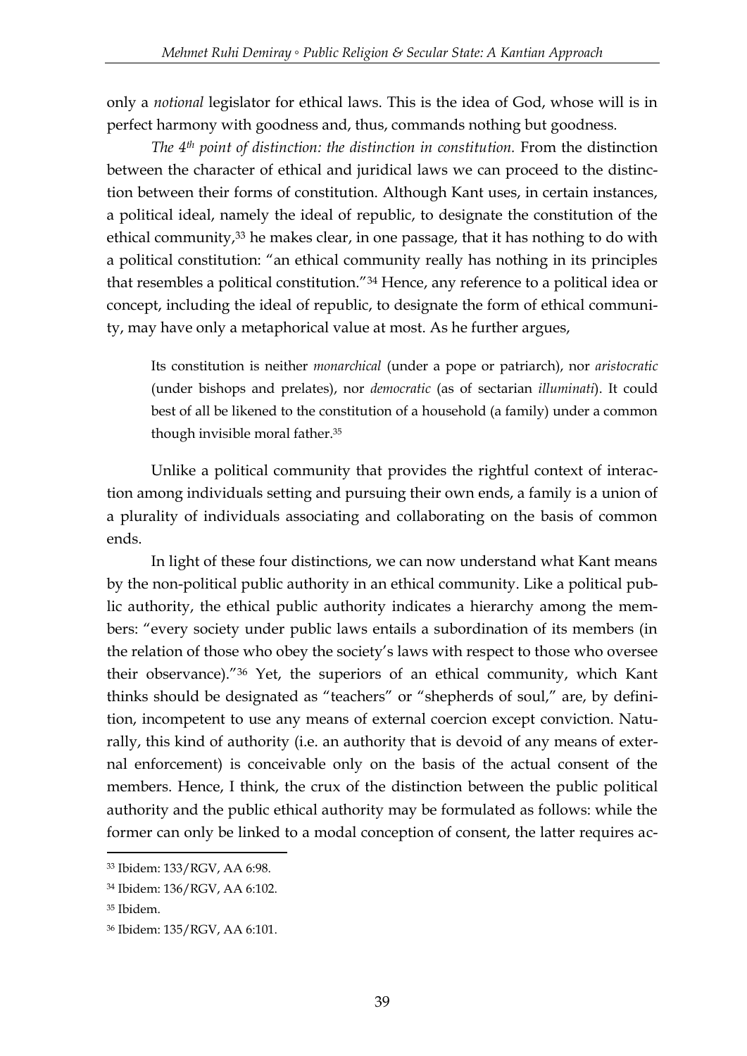only a *notional* legislator for ethical laws. This is the idea of God, whose will is in perfect harmony with goodness and, thus, commands nothing but goodness.

*The 4th point of distinction: the distinction in constitution.* From the distinction between the character of ethical and juridical laws we can proceed to the distinction between their forms of constitution. Although Kant uses, in certain instances, a political ideal, namely the ideal of republic, to designate the constitution of the ethical community,[33] he makes clear, in one passage, that it has nothing to do with a political constitution: "an ethical community really has nothing in its principles that resembles a political constitution."[34] Hence, any reference to a political idea or concept, including the ideal of republic, to designate the form of ethical community, may have only a metaphorical value at most. As he further argues,

> Its constitution is neither *monarchical* (under a pope or patriarch), nor *aristocratic* (under bishops and prelates), nor *democratic* (as of sectarian *illuminati*). It could best of all be likened to the constitution of a household (a family) under a common though invisible moral father.[35]

Unlike a political community that provides the rightful context of interaction among individuals setting and pursuing their own ends, a family is a union of a plurality of individuals associating and collaborating on the basis of common ends.

In light of these four distinctions, we can now understand what Kant means by the non-political public authority in an ethical community. Like a political public authority, the ethical public authority indicates a hierarchy among the members: "every society under public laws entails a subordination of its members (in the relation of those who obey the society's laws with respect to those who oversee their observance)."[36] Yet, the superiors of an ethical community, which Kant thinks should be designated as "teachers" or "shepherds of soul," are, by definition, incompetent to use any means of external coercion except conviction. Naturally, this kind of authority (i.e. an authority that is devoid of any means of external enforcement) is conceivable only on the basis of the actual consent of the members. Hence, I think, the crux of the distinction between the public political authority and the public ethical authority may be formulated as follows: while the former can only be linked to a modal conception of consent, the latter requires ac-

[33] Ibidem: 133/RGV, AA 6:98.

[34] Ibidem: 136/RGV, AA 6:102.

[35] Ibidem.

[36] Ibidem: 135/RGV, AA 6:101.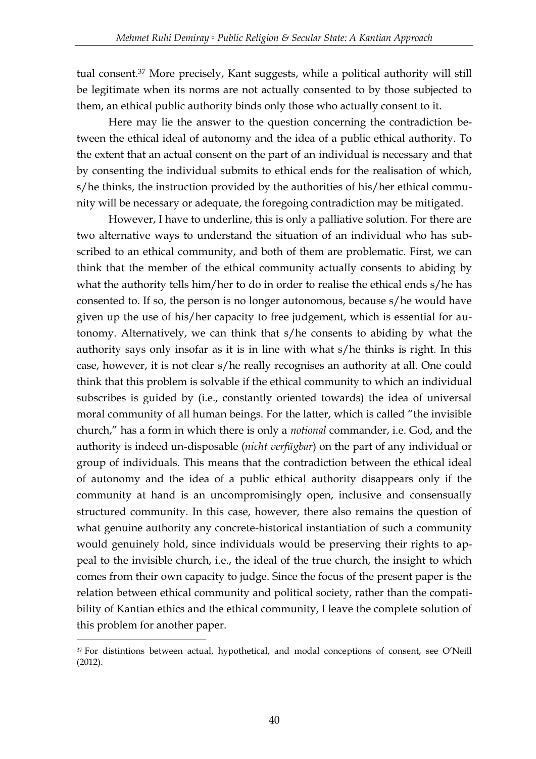tual consent.[37] More precisely, Kant suggests, while a political authority will still be legitimate when its norms are not actually consented to by those subjected to them, an ethical public authority binds only those who actually consent to it.

Here may lie the answer to the question concerning the contradiction between the ethical ideal of autonomy and the idea of a public ethical authority. To the extent that an actual consent on the part of an individual is necessary and that by consenting the individual submits to ethical ends for the realisation of which, s/he thinks, the instruction provided by the authorities of his/her ethical community will be necessary or adequate, the foregoing contradiction may be mitigated.

However, I have to underline, this is only a palliative solution. For there are two alternative ways to understand the situation of an individual who has subscribed to an ethical community, and both of them are problematic. First, we can think that the member of the ethical community actually consents to abiding by what the authority tells him/her to do in order to realise the ethical ends s/he has consented to. If so, the person is no longer autonomous, because s/he would have given up the use of his/her capacity to free judgement, which is essential for autonomy. Alternatively, we can think that s/he consents to abiding by what the authority says only insofar as it is in line with what s/he thinks is right. In this case, however, it is not clear s/he really recognises an authority at all. One could think that this problem is solvable if the ethical community to which an individual subscribes is guided by (i.e., constantly oriented towards) the idea of universal moral community of all human beings. For the latter, which is called "the invisible church," has a form in which there is only a *notional* commander, i.e. God, and the authority is indeed un-disposable (*nicht verfügbar*) on the part of any individual or group of individuals. This means that the contradiction between the ethical ideal of autonomy and the idea of a public ethical authority disappears only if the community at hand is an uncompromisingly open, inclusive and consensually structured community. In this case, however, there also remains the question of what genuine authority any concrete-historical instantiation of such a community would genuinely hold, since individuals would be preserving their rights to appeal to the invisible church, i.e., the ideal of the true church, the insight to which comes from their own capacity to judge. Since the focus of the present paper is the relation between ethical community and political society, rather than the compatibility of Kantian ethics and the ethical community, I leave the complete solution of this problem for another paper.

[37] For distintions between actual, hypothetical, and modal conceptions of consent, see O'Neill (2012).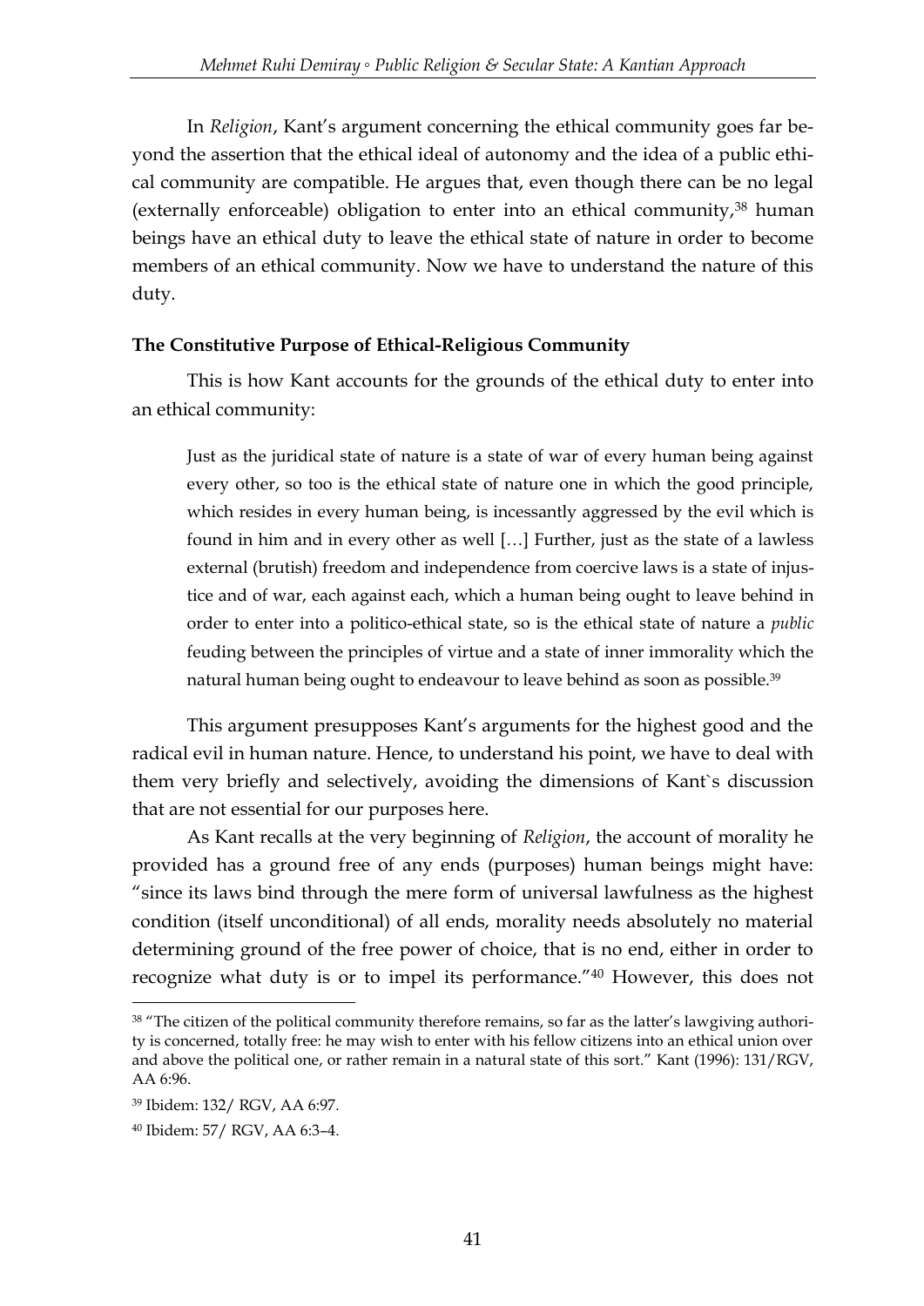In *Religion*, Kant's argument concerning the ethical community goes far beyond the assertion that the ethical ideal of autonomy and the idea of a public ethical community are compatible. He argues that, even though there can be no legal (externally enforceable) obligation to enter into an ethical community,[38] human beings have an ethical duty to leave the ethical state of nature in order to become members of an ethical community. Now we have to understand the nature of this duty.

**The Constitutive Purpose of Ethical-Religious Community**

This is how Kant accounts for the grounds of the ethical duty to enter into an ethical community:

> Just as the juridical state of nature is a state of war of every human being against every other, so too is the ethical state of nature one in which the good principle, which resides in every human being, is incessantly aggressed by the evil which is found in him and in every other as well […] Further, just as the state of a lawless external (brutish) freedom and independence from coercive laws is a state of injustice and of war, each against each, which a human being ought to leave behind in order to enter into a politico-ethical state, so is the ethical state of nature a *public* feuding between the principles of virtue and a state of inner immorality which the natural human being ought to endeavour to leave behind as soon as possible.[39]

This argument presupposes Kant's arguments for the highest good and the radical evil in human nature. Hence, to understand his point, we have to deal with them very briefly and selectively, avoiding the dimensions of Kant`s discussion that are not essential for our purposes here.

As Kant recalls at the very beginning of *Religion*, the account of morality he provided has a ground free of any ends (purposes) human beings might have: "since its laws bind through the mere form of universal lawfulness as the highest condition (itself unconditional) of all ends, morality needs absolutely no material determining ground of the free power of choice, that is no end, either in order to recognize what duty is or to impel its performance."[40] However, this does not

---

[38] "The citizen of the political community therefore remains, so far as the latter's lawgiving authority is concerned, totally free: he may wish to enter with his fellow citizens into an ethical union over and above the political one, or rather remain in a natural state of this sort." Kant (1996): 131/RGV, AA 6:96.

[39] Ibidem: 132/ RGV, AA 6:97.

[40] Ibidem: 57/ RGV, AA 6:3–4.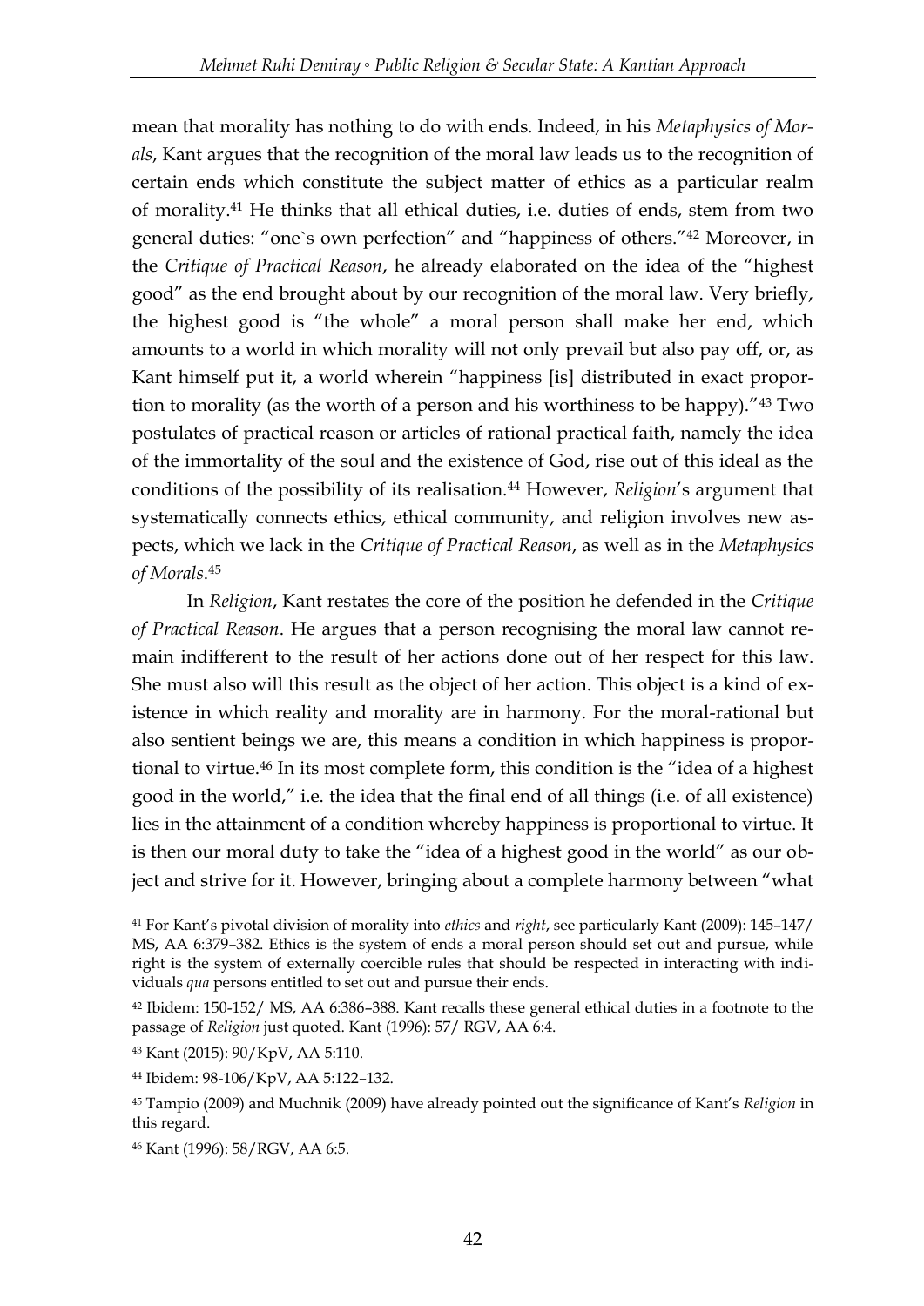mean that morality has nothing to do with ends. Indeed, in his *Metaphysics of Morals*, Kant argues that the recognition of the moral law leads us to the recognition of certain ends which constitute the subject matter of ethics as a particular realm of morality.[41] He thinks that all ethical duties, i.e. duties of ends, stem from two general duties: "one`s own perfection" and "happiness of others."[42] Moreover, in the *Critique of Practical Reason*, he already elaborated on the idea of the "highest good" as the end brought about by our recognition of the moral law. Very briefly, the highest good is "the whole" a moral person shall make her end, which amounts to a world in which morality will not only prevail but also pay off, or, as Kant himself put it, a world wherein "happiness [is] distributed in exact proportion to morality (as the worth of a person and his worthiness to be happy)."[43] Two postulates of practical reason or articles of rational practical faith, namely the idea of the immortality of the soul and the existence of God, rise out of this ideal as the conditions of the possibility of its realisation.[44] However, *Religion*'s argument that systematically connects ethics, ethical community, and religion involves new aspects, which we lack in the *Critique of Practical Reason*, as well as in the *Metaphysics of Morals*.[45]

In *Religion*, Kant restates the core of the position he defended in the *Critique of Practical Reason*. He argues that a person recognising the moral law cannot remain indifferent to the result of her actions done out of her respect for this law. She must also will this result as the object of her action. This object is a kind of existence in which reality and morality are in harmony. For the moral-rational but also sentient beings we are, this means a condition in which happiness is proportional to virtue.[46] In its most complete form, this condition is the "idea of a highest good in the world," i.e. the idea that the final end of all things (i.e. of all existence) lies in the attainment of a condition whereby happiness is proportional to virtue. It is then our moral duty to take the "idea of a highest good in the world" as our object and strive for it. However, bringing about a complete harmony between "what

---

[41] For Kant's pivotal division of morality into *ethics* and *right*, see particularly Kant (2009): 145–147/ MS, AA 6:379–382. Ethics is the system of ends a moral person should set out and pursue, while right is the system of externally coercible rules that should be respected in interacting with individuals *qua* persons entitled to set out and pursue their ends.

[42] Ibidem: 150-152/ MS, AA 6:386–388. Kant recalls these general ethical duties in a footnote to the passage of *Religion* just quoted. Kant (1996): 57/ RGV, AA 6:4.

[43] Kant (2015): 90/KpV, AA 5:110.

[44] Ibidem: 98-106/KpV, AA 5:122–132.

[45] Tampio (2009) and Muchnik (2009) have already pointed out the significance of Kant's *Religion* in this regard.

[46] Kant (1996): 58/RGV, AA 6:5.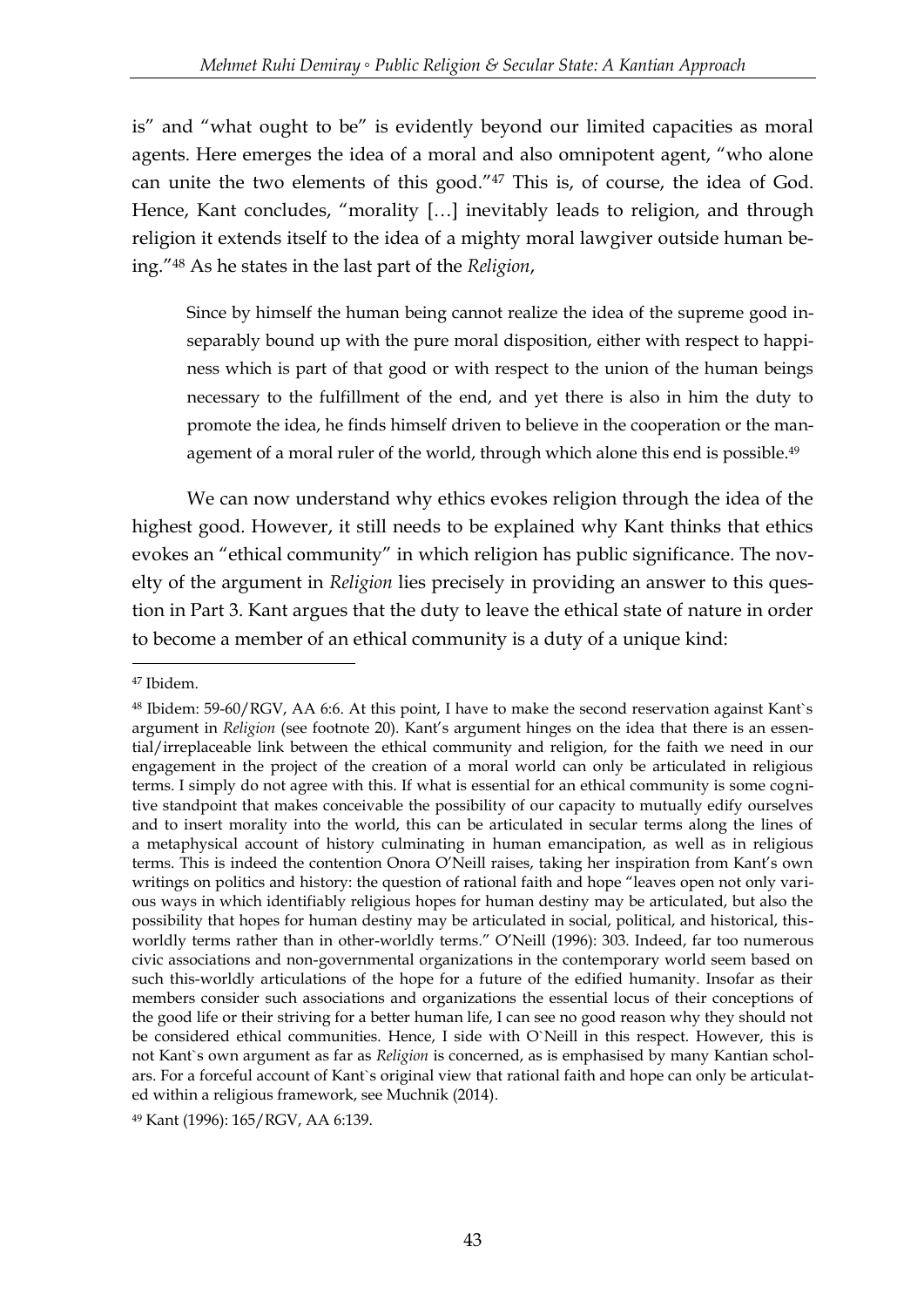is" and "what ought to be" is evidently beyond our limited capacities as moral agents. Here emerges the idea of a moral and also omnipotent agent, "who alone can unite the two elements of this good."[47] This is, of course, the idea of God. Hence, Kant concludes, "morality […] inevitably leads to religion, and through religion it extends itself to the idea of a mighty moral lawgiver outside human being."[48] As he states in the last part of the *Religion*,

> Since by himself the human being cannot realize the idea of the supreme good inseparably bound up with the pure moral disposition, either with respect to happiness which is part of that good or with respect to the union of the human beings necessary to the fulfillment of the end, and yet there is also in him the duty to promote the idea, he finds himself driven to believe in the cooperation or the management of a moral ruler of the world, through which alone this end is possible.[49]

We can now understand why ethics evokes religion through the idea of the highest good. However, it still needs to be explained why Kant thinks that ethics evokes an "ethical community" in which religion has public significance. The novelty of the argument in *Religion* lies precisely in providing an answer to this question in Part 3. Kant argues that the duty to leave the ethical state of nature in order to become a member of an ethical community is a duty of a unique kind:

---

[47] Ibidem.

[48] Ibidem: 59-60/RGV, AA 6:6. At this point, I have to make the second reservation against Kant`s argument in *Religion* (see footnote 20). Kant's argument hinges on the idea that there is an essential/irreplaceable link between the ethical community and religion, for the faith we need in our engagement in the project of the creation of a moral world can only be articulated in religious terms. I simply do not agree with this. If what is essential for an ethical community is some cognitive standpoint that makes conceivable the possibility of our capacity to mutually edify ourselves and to insert morality into the world, this can be articulated in secular terms along the lines of a metaphysical account of history culminating in human emancipation, as well as in religious terms. This is indeed the contention Onora O'Neill raises, taking her inspiration from Kant's own writings on politics and history: the question of rational faith and hope "leaves open not only various ways in which identifiably religious hopes for human destiny may be articulated, but also the possibility that hopes for human destiny may be articulated in social, political, and historical, this-worldly terms rather than in other-worldly terms." O'Neill (1996): 303. Indeed, far too numerous civic associations and non-governmental organizations in the contemporary world seem based on such this-worldly articulations of the hope for a future of the edified humanity. Insofar as their members consider such associations and organizations the essential locus of their conceptions of the good life or their striving for a better human life, I can see no good reason why they should not be considered ethical communities. Hence, I side with O`Neill in this respect. However, this is not Kant`s own argument as far as *Religion* is concerned, as is emphasised by many Kantian scholars. For a forceful account of Kant`s original view that rational faith and hope can only be articulated within a religious framework, see Muchnik (2014).

[49] Kant (1996): 165/RGV, AA 6:139.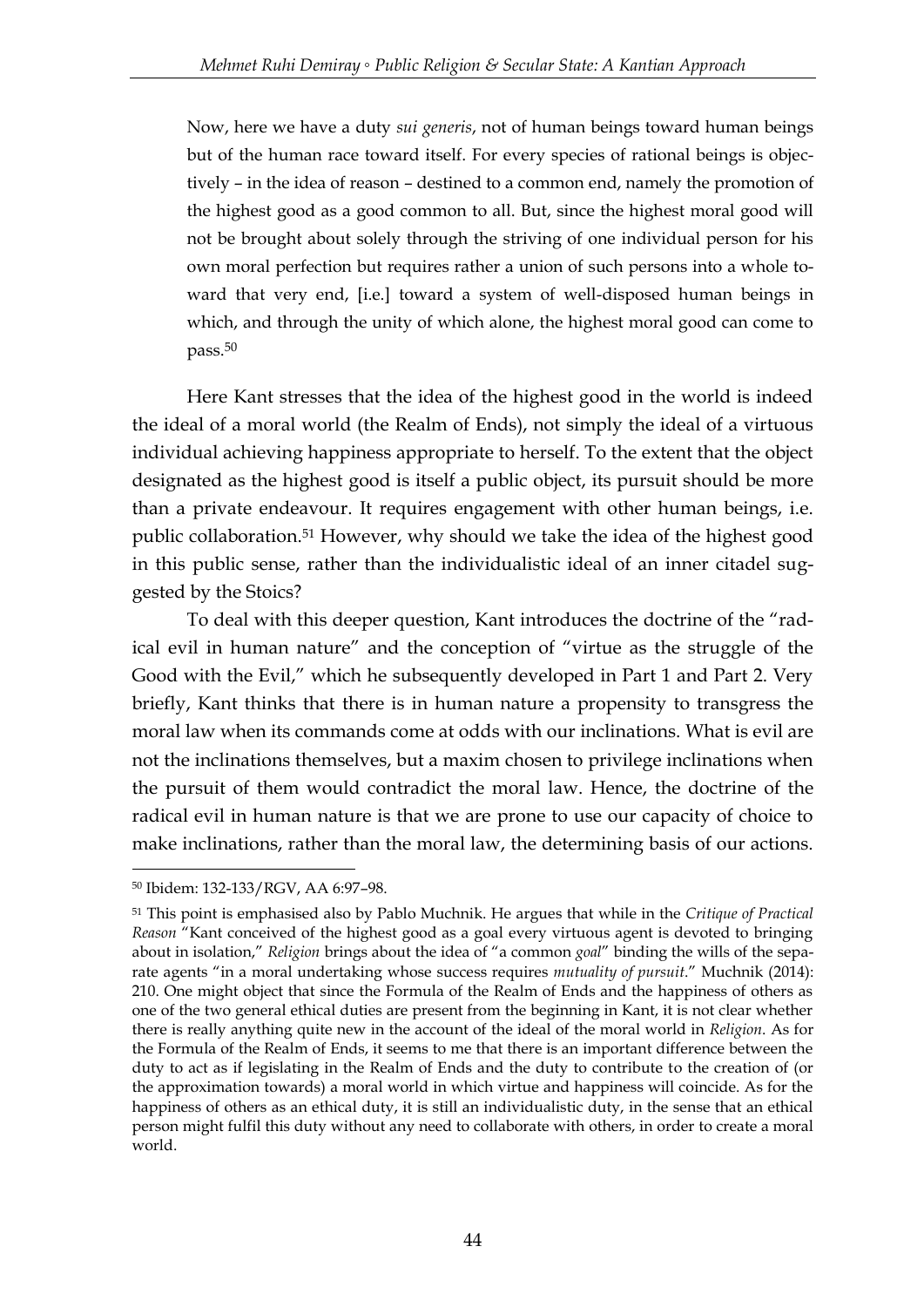> Now, here we have a duty *sui generis*, not of human beings toward human beings but of the human race toward itself. For every species of rational beings is objectively – in the idea of reason – destined to a common end, namely the promotion of the highest good as a good common to all. But, since the highest moral good will not be brought about solely through the striving of one individual person for his own moral perfection but requires rather a union of such persons into a whole toward that very end, [i.e.] toward a system of well-disposed human beings in which, and through the unity of which alone, the highest moral good can come to pass.[50]

Here Kant stresses that the idea of the highest good in the world is indeed the ideal of a moral world (the Realm of Ends), not simply the ideal of a virtuous individual achieving happiness appropriate to herself. To the extent that the object designated as the highest good is itself a public object, its pursuit should be more than a private endeavour. It requires engagement with other human beings, i.e. public collaboration.[51] However, why should we take the idea of the highest good in this public sense, rather than the individualistic ideal of an inner citadel suggested by the Stoics?

To deal with this deeper question, Kant introduces the doctrine of the "radical evil in human nature" and the conception of "virtue as the struggle of the Good with the Evil," which he subsequently developed in Part 1 and Part 2. Very briefly, Kant thinks that there is in human nature a propensity to transgress the moral law when its commands come at odds with our inclinations. What is evil are not the inclinations themselves, but a maxim chosen to privilege inclinations when the pursuit of them would contradict the moral law. Hence, the doctrine of the radical evil in human nature is that we are prone to use our capacity of choice to make inclinations, rather than the moral law, the determining basis of our actions.

---

[50] Ibidem: 132-133/RGV, AA 6:97–98.

[51] This point is emphasised also by Pablo Muchnik. He argues that while in the *Critique of Practical Reason* "Kant conceived of the highest good as a goal every virtuous agent is devoted to bringing about in isolation," *Religion* brings about the idea of "a common *goal*" binding the wills of the separate agents "in a moral undertaking whose success requires *mutuality of pursuit*." Muchnik (2014): 210. One might object that since the Formula of the Realm of Ends and the happiness of others as one of the two general ethical duties are present from the beginning in Kant, it is not clear whether there is really anything quite new in the account of the ideal of the moral world in *Religion*. As for the Formula of the Realm of Ends, it seems to me that there is an important difference between the duty to act as if legislating in the Realm of Ends and the duty to contribute to the creation of (or the approximation towards) a moral world in which virtue and happiness will coincide. As for the happiness of others as an ethical duty, it is still an individualistic duty, in the sense that an ethical person might fulfil this duty without any need to collaborate with others, in order to create a moral world.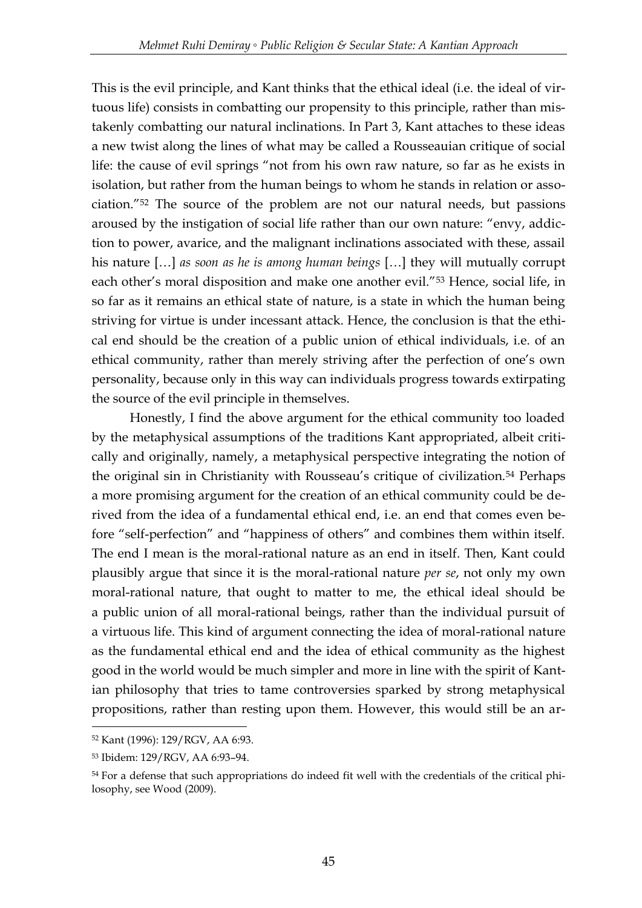This is the evil principle, and Kant thinks that the ethical ideal (i.e. the ideal of virtuous life) consists in combatting our propensity to this principle, rather than mistakenly combatting our natural inclinations. In Part 3, Kant attaches to these ideas a new twist along the lines of what may be called a Rousseauian critique of social life: the cause of evil springs "not from his own raw nature, so far as he exists in isolation, but rather from the human beings to whom he stands in relation or association."[52] The source of the problem are not our natural needs, but passions aroused by the instigation of social life rather than our own nature: "envy, addiction to power, avarice, and the malignant inclinations associated with these, assail his nature […] *as soon as he is among human beings* […] they will mutually corrupt each other's moral disposition and make one another evil."[53] Hence, social life, in so far as it remains an ethical state of nature, is a state in which the human being striving for virtue is under incessant attack. Hence, the conclusion is that the ethical end should be the creation of a public union of ethical individuals, i.e. of an ethical community, rather than merely striving after the perfection of one's own personality, because only in this way can individuals progress towards extirpating the source of the evil principle in themselves.

Honestly, I find the above argument for the ethical community too loaded by the metaphysical assumptions of the traditions Kant appropriated, albeit critically and originally, namely, a metaphysical perspective integrating the notion of the original sin in Christianity with Rousseau's critique of civilization.[54] Perhaps a more promising argument for the creation of an ethical community could be derived from the idea of a fundamental ethical end, i.e. an end that comes even before "self-perfection" and "happiness of others" and combines them within itself. The end I mean is the moral-rational nature as an end in itself. Then, Kant could plausibly argue that since it is the moral-rational nature *per se*, not only my own moral-rational nature, that ought to matter to me, the ethical ideal should be a public union of all moral-rational beings, rather than the individual pursuit of a virtuous life. This kind of argument connecting the idea of moral-rational nature as the fundamental ethical end and the idea of ethical community as the highest good in the world would be much simpler and more in line with the spirit of Kantian philosophy that tries to tame controversies sparked by strong metaphysical propositions, rather than resting upon them. However, this would still be an ar-

---

[52] Kant (1996): 129/RGV, AA 6:93.

[53] Ibidem: 129/RGV, AA 6:93–94.

[54] For a defense that such appropriations do indeed fit well with the credentials of the critical philosophy, see Wood (2009).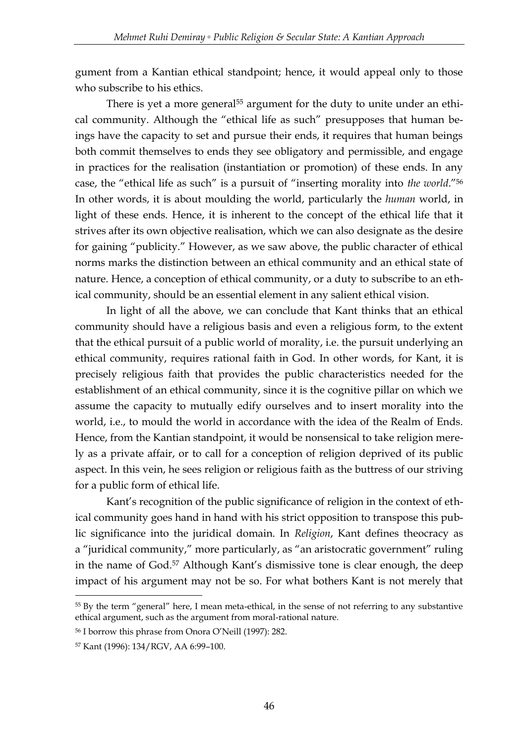gument from a Kantian ethical standpoint; hence, it would appeal only to those who subscribe to his ethics.

There is yet a more general[55] argument for the duty to unite under an ethical community. Although the "ethical life as such" presupposes that human beings have the capacity to set and pursue their ends, it requires that human beings both commit themselves to ends they see obligatory and permissible, and engage in practices for the realisation (instantiation or promotion) of these ends. In any case, the "ethical life as such" is a pursuit of "inserting morality into *the world*."[56] In other words, it is about moulding the world, particularly the *human* world, in light of these ends. Hence, it is inherent to the concept of the ethical life that it strives after its own objective realisation, which we can also designate as the desire for gaining "publicity." However, as we saw above, the public character of ethical norms marks the distinction between an ethical community and an ethical state of nature. Hence, a conception of ethical community, or a duty to subscribe to an ethical community, should be an essential element in any salient ethical vision.

In light of all the above, we can conclude that Kant thinks that an ethical community should have a religious basis and even a religious form, to the extent that the ethical pursuit of a public world of morality, i.e. the pursuit underlying an ethical community, requires rational faith in God. In other words, for Kant, it is precisely religious faith that provides the public characteristics needed for the establishment of an ethical community, since it is the cognitive pillar on which we assume the capacity to mutually edify ourselves and to insert morality into the world, i.e., to mould the world in accordance with the idea of the Realm of Ends. Hence, from the Kantian standpoint, it would be nonsensical to take religion merely as a private affair, or to call for a conception of religion deprived of its public aspect. In this vein, he sees religion or religious faith as the buttress of our striving for a public form of ethical life.

Kant's recognition of the public significance of religion in the context of ethical community goes hand in hand with his strict opposition to transpose this public significance into the juridical domain. In *Religion*, Kant defines theocracy as a "juridical community," more particularly, as "an aristocratic government" ruling in the name of God.[57] Although Kant's dismissive tone is clear enough, the deep impact of his argument may not be so. For what bothers Kant is not merely that

---

[55] By the term "general" here, I mean meta-ethical, in the sense of not referring to any substantive ethical argument, such as the argument from moral-rational nature.

[56] I borrow this phrase from Onora O'Neill (1997): 282.

[57] Kant (1996): 134/RGV, AA 6:99–100.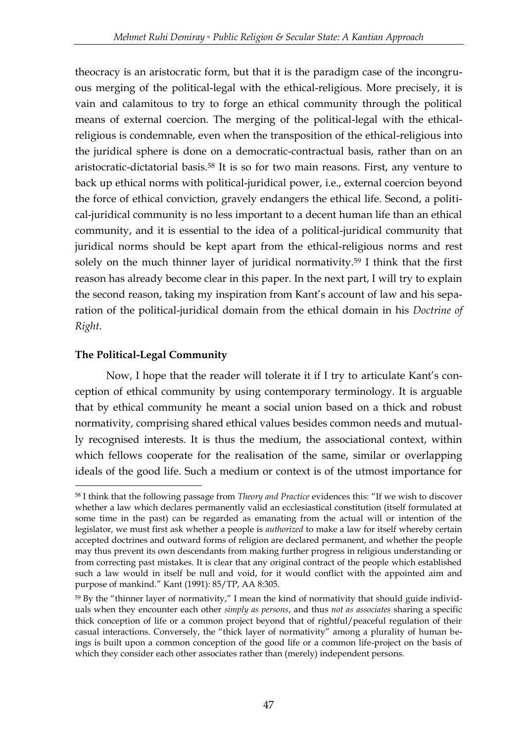theocracy is an aristocratic form, but that it is the paradigm case of the incongruous merging of the political-legal with the ethical-religious. More precisely, it is vain and calamitous to try to forge an ethical community through the political means of external coercion. The merging of the political-legal with the ethical-religious is condemnable, even when the transposition of the ethical-religious into the juridical sphere is done on a democratic-contractual basis, rather than on an aristocratic-dictatorial basis.[58] It is so for two main reasons. First, any venture to back up ethical norms with political-juridical power, i.e., external coercion beyond the force of ethical conviction, gravely endangers the ethical life. Second, a political-juridical community is no less important to a decent human life than an ethical community, and it is essential to the idea of a political-juridical community that juridical norms should be kept apart from the ethical-religious norms and rest solely on the much thinner layer of juridical normativity.[59] I think that the first reason has already become clear in this paper. In the next part, I will try to explain the second reason, taking my inspiration from Kant's account of law and his separation of the political-juridical domain from the ethical domain in his *Doctrine of Right*.

**The Political-Legal Community**

Now, I hope that the reader will tolerate it if I try to articulate Kant's conception of ethical community by using contemporary terminology. It is arguable that by ethical community he meant a social union based on a thick and robust normativity, comprising shared ethical values besides common needs and mutually recognised interests. It is thus the medium, the associational context, within which fellows cooperate for the realisation of the same, similar or overlapping ideals of the good life. Such a medium or context is of the utmost importance for

---

[58] I think that the following passage from *Theory and Practice* evidences this: "If we wish to discover whether a law which declares permanently valid an ecclesiastical constitution (itself formulated at some time in the past) can be regarded as emanating from the actual will or intention of the legislator, we must first ask whether a people is *authorized* to make a law for itself whereby certain accepted doctrines and outward forms of religion are declared permanent, and whether the people may thus prevent its own descendants from making further progress in religious understanding or from correcting past mistakes. It is clear that any original contract of the people which established such a law would in itself be null and void, for it would conflict with the appointed aim and purpose of mankind." Kant (1991): 85/TP, AA 8:305.

[59] By the "thinner layer of normativity," I mean the kind of normativity that should guide individuals when they encounter each other *simply as persons*, and thus *not as associates* sharing a specific thick conception of life or a common project beyond that of rightful/peaceful regulation of their casual interactions. Conversely, the "thick layer of normativity" among a plurality of human beings is built upon a common conception of the good life or a common life-project on the basis of which they consider each other associates rather than (merely) independent persons.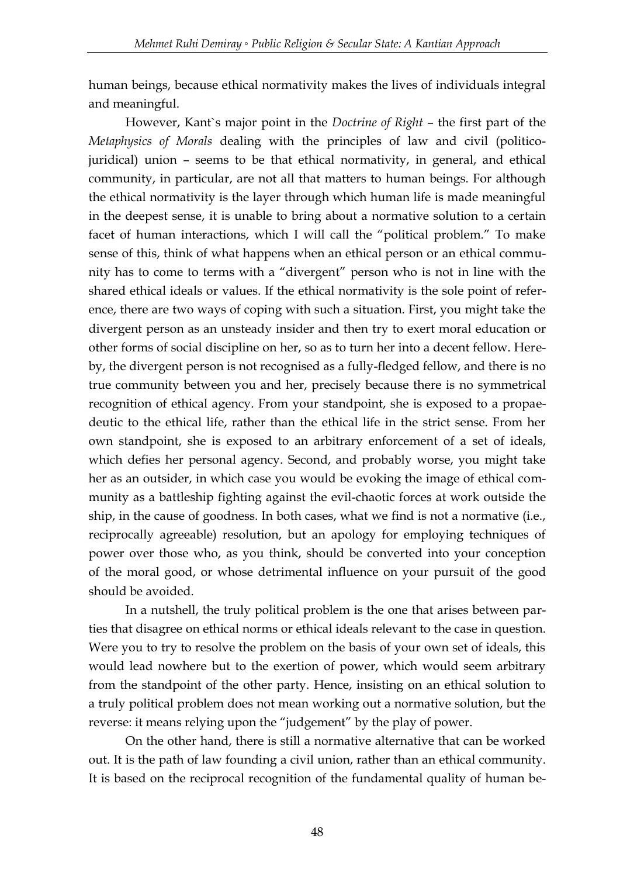human beings, because ethical normativity makes the lives of individuals integral and meaningful.

However, Kant`s major point in the *Doctrine of Right* – the first part of the *Metaphysics of Morals* dealing with the principles of law and civil (politico-juridical) union – seems to be that ethical normativity, in general, and ethical community, in particular, are not all that matters to human beings. For although the ethical normativity is the layer through which human life is made meaningful in the deepest sense, it is unable to bring about a normative solution to a certain facet of human interactions, which I will call the "political problem." To make sense of this, think of what happens when an ethical person or an ethical community has to come to terms with a "divergent" person who is not in line with the shared ethical ideals or values. If the ethical normativity is the sole point of reference, there are two ways of coping with such a situation. First, you might take the divergent person as an unsteady insider and then try to exert moral education or other forms of social discipline on her, so as to turn her into a decent fellow. Hereby, the divergent person is not recognised as a fully-fledged fellow, and there is no true community between you and her, precisely because there is no symmetrical recognition of ethical agency. From your standpoint, she is exposed to a propaedeutic to the ethical life, rather than the ethical life in the strict sense. From her own standpoint, she is exposed to an arbitrary enforcement of a set of ideals, which defies her personal agency. Second, and probably worse, you might take her as an outsider, in which case you would be evoking the image of ethical community as a battleship fighting against the evil-chaotic forces at work outside the ship, in the cause of goodness. In both cases, what we find is not a normative (i.e., reciprocally agreeable) resolution, but an apology for employing techniques of power over those who, as you think, should be converted into your conception of the moral good, or whose detrimental influence on your pursuit of the good should be avoided.

In a nutshell, the truly political problem is the one that arises between parties that disagree on ethical norms or ethical ideals relevant to the case in question. Were you to try to resolve the problem on the basis of your own set of ideals, this would lead nowhere but to the exertion of power, which would seem arbitrary from the standpoint of the other party. Hence, insisting on an ethical solution to a truly political problem does not mean working out a normative solution, but the reverse: it means relying upon the "judgement" by the play of power.

On the other hand, there is still a normative alternative that can be worked out. It is the path of law founding a civil union, rather than an ethical community. It is based on the reciprocal recognition of the fundamental quality of human be-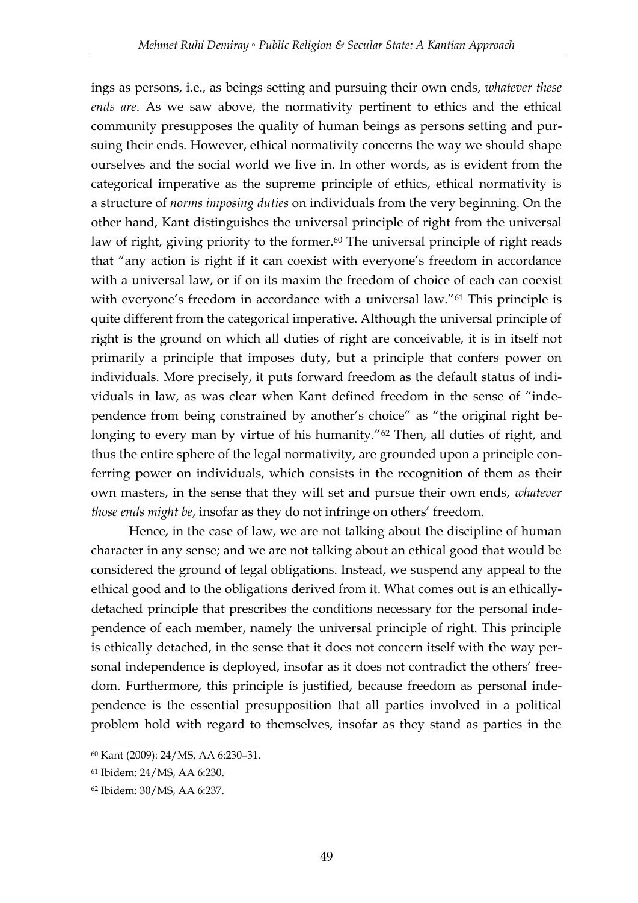ings as persons, i.e., as beings setting and pursuing their own ends, *whatever these ends are*. As we saw above, the normativity pertinent to ethics and the ethical community presupposes the quality of human beings as persons setting and pursuing their ends. However, ethical normativity concerns the way we should shape ourselves and the social world we live in. In other words, as is evident from the categorical imperative as the supreme principle of ethics, ethical normativity is a structure of *norms imposing duties* on individuals from the very beginning. On the other hand, Kant distinguishes the universal principle of right from the universal law of right, giving priority to the former.[60] The universal principle of right reads that "any action is right if it can coexist with everyone's freedom in accordance with a universal law, or if on its maxim the freedom of choice of each can coexist with everyone's freedom in accordance with a universal law."[61] This principle is quite different from the categorical imperative. Although the universal principle of right is the ground on which all duties of right are conceivable, it is in itself not primarily a principle that imposes duty, but a principle that confers power on individuals. More precisely, it puts forward freedom as the default status of individuals in law, as was clear when Kant defined freedom in the sense of "independence from being constrained by another's choice" as "the original right belonging to every man by virtue of his humanity."[62] Then, all duties of right, and thus the entire sphere of the legal normativity, are grounded upon a principle conferring power on individuals, which consists in the recognition of them as their own masters, in the sense that they will set and pursue their own ends, *whatever those ends might be*, insofar as they do not infringe on others' freedom.

Hence, in the case of law, we are not talking about the discipline of human character in any sense; and we are not talking about an ethical good that would be considered the ground of legal obligations. Instead, we suspend any appeal to the ethical good and to the obligations derived from it. What comes out is an ethically-detached principle that prescribes the conditions necessary for the personal independence of each member, namely the universal principle of right. This principle is ethically detached, in the sense that it does not concern itself with the way personal independence is deployed, insofar as it does not contradict the others' freedom. Furthermore, this principle is justified, because freedom as personal independence is the essential presupposition that all parties involved in a political problem hold with regard to themselves, insofar as they stand as parties in the

---

[60] Kant (2009): 24/MS, AA 6:230–31.

[61] Ibidem: 24/MS, AA 6:230.

[62] Ibidem: 30/MS, AA 6:237.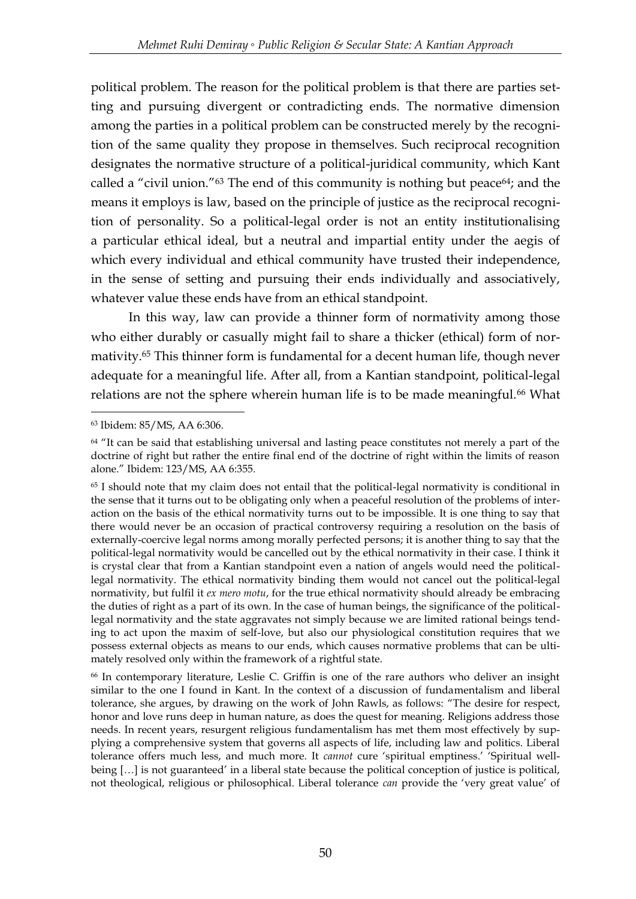political problem. The reason for the political problem is that there are parties setting and pursuing divergent or contradicting ends. The normative dimension among the parties in a political problem can be constructed merely by the recognition of the same quality they propose in themselves. Such reciprocal recognition designates the normative structure of a political-juridical community, which Kant called a "civil union."[63] The end of this community is nothing but peace[64]; and the means it employs is law, based on the principle of justice as the reciprocal recognition of personality. So a political-legal order is not an entity institutionalising a particular ethical ideal, but a neutral and impartial entity under the aegis of which every individual and ethical community have trusted their independence, in the sense of setting and pursuing their ends individually and associatively, whatever value these ends have from an ethical standpoint.

In this way, law can provide a thinner form of normativity among those who either durably or casually might fail to share a thicker (ethical) form of normativity.[65] This thinner form is fundamental for a decent human life, though never adequate for a meaningful life. After all, from a Kantian standpoint, political-legal relations are not the sphere wherein human life is to be made meaningful.[66] What

---

[63] Ibidem: 85/MS, AA 6:306.

[64] "It can be said that establishing universal and lasting peace constitutes not merely a part of the doctrine of right but rather the entire final end of the doctrine of right within the limits of reason alone." Ibidem: 123/MS, AA 6:355.

[65] I should note that my claim does not entail that the political-legal normativity is conditional in the sense that it turns out to be obligating only when a peaceful resolution of the problems of interaction on the basis of the ethical normativity turns out to be impossible. It is one thing to say that there would never be an occasion of practical controversy requiring a resolution on the basis of externally-coercive legal norms among morally perfected persons; it is another thing to say that the political-legal normativity would be cancelled out by the ethical normativity in their case. I think it is crystal clear that from a Kantian standpoint even a nation of angels would need the political-legal normativity. The ethical normativity binding them would not cancel out the political-legal normativity, but fulfil it *ex mero motu*, for the true ethical normativity should already be embracing the duties of right as a part of its own. In the case of human beings, the significance of the political-legal normativity and the state aggravates not simply because we are limited rational beings tending to act upon the maxim of self-love, but also our physiological constitution requires that we possess external objects as means to our ends, which causes normative problems that can be ultimately resolved only within the framework of a rightful state.

[66] In contemporary literature, Leslie C. Griffin is one of the rare authors who deliver an insight similar to the one I found in Kant. In the context of a discussion of fundamentalism and liberal tolerance, she argues, by drawing on the work of John Rawls, as follows: "The desire for respect, honor and love runs deep in human nature, as does the quest for meaning. Religions address those needs. In recent years, resurgent religious fundamentalism has met them most effectively by supplying a comprehensive system that governs all aspects of life, including law and politics. Liberal tolerance offers much less, and much more. It *cannot* cure 'spiritual emptiness.' 'Spiritual well-being […] is not guaranteed' in a liberal state because the political conception of justice is political, not theological, religious or philosophical. Liberal tolerance *can* provide the 'very great value' of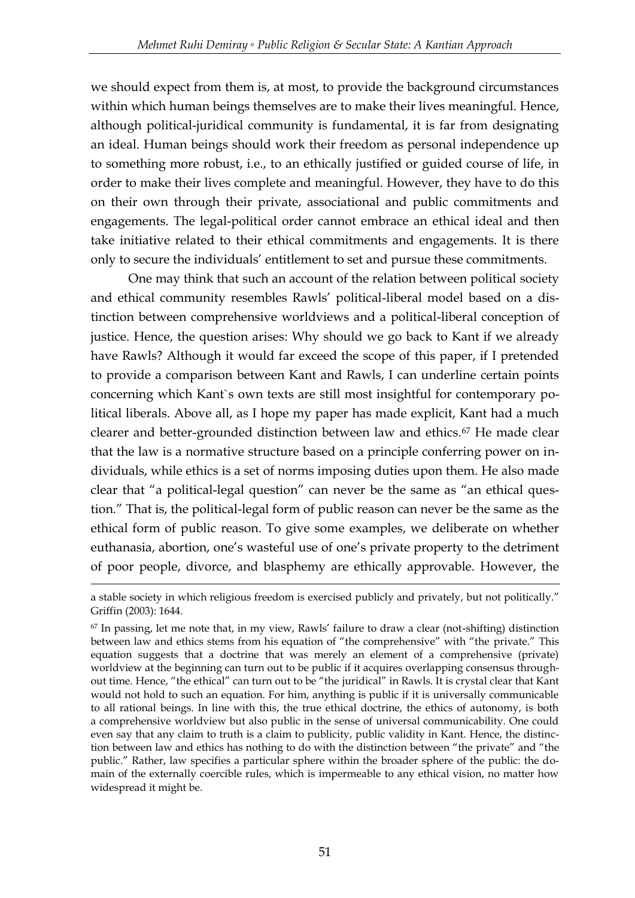we should expect from them is, at most, to provide the background circumstances within which human beings themselves are to make their lives meaningful. Hence, although political-juridical community is fundamental, it is far from designating an ideal. Human beings should work their freedom as personal independence up to something more robust, i.e., to an ethically justified or guided course of life, in order to make their lives complete and meaningful. However, they have to do this on their own through their private, associational and public commitments and engagements. The legal-political order cannot embrace an ethical ideal and then take initiative related to their ethical commitments and engagements. It is there only to secure the individuals' entitlement to set and pursue these commitments.

One may think that such an account of the relation between political society and ethical community resembles Rawls' political-liberal model based on a distinction between comprehensive worldviews and a political-liberal conception of justice. Hence, the question arises: Why should we go back to Kant if we already have Rawls? Although it would far exceed the scope of this paper, if I pretended to provide a comparison between Kant and Rawls, I can underline certain points concerning which Kant`s own texts are still most insightful for contemporary political liberals. Above all, as I hope my paper has made explicit, Kant had a much clearer and better-grounded distinction between law and ethics.[67] He made clear that the law is a normative structure based on a principle conferring power on individuals, while ethics is a set of norms imposing duties upon them. He also made clear that "a political-legal question" can never be the same as "an ethical question." That is, the political-legal form of public reason can never be the same as the ethical form of public reason. To give some examples, we deliberate on whether euthanasia, abortion, one's wasteful use of one's private property to the detriment of poor people, divorce, and blasphemy are ethically approvable. However, the

---

a stable society in which religious freedom is exercised publicly and privately, but not politically." Griffin (2003): 1644.

[67] In passing, let me note that, in my view, Rawls' failure to draw a clear (not-shifting) distinction between law and ethics stems from his equation of "the comprehensive" with "the private." This equation suggests that a doctrine that was merely an element of a comprehensive (private) worldview at the beginning can turn out to be public if it acquires overlapping consensus throughout time. Hence, "the ethical" can turn out to be "the juridical" in Rawls. It is crystal clear that Kant would not hold to such an equation. For him, anything is public if it is universally communicable to all rational beings. In line with this, the true ethical doctrine, the ethics of autonomy, is both a comprehensive worldview but also public in the sense of universal communicability. One could even say that any claim to truth is a claim to publicity, public validity in Kant. Hence, the distinction between law and ethics has nothing to do with the distinction between "the private" and "the public." Rather, law specifies a particular sphere within the broader sphere of the public: the domain of the externally coercible rules, which is impermeable to any ethical vision, no matter how widespread it might be.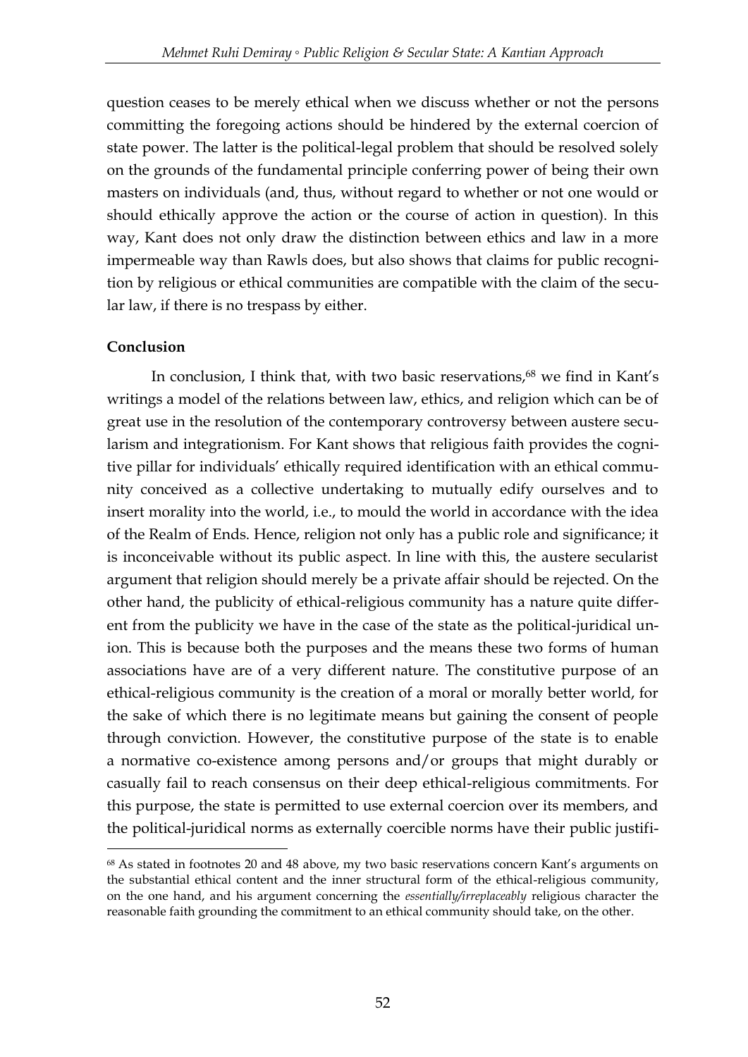question ceases to be merely ethical when we discuss whether or not the persons committing the foregoing actions should be hindered by the external coercion of state power. The latter is the political-legal problem that should be resolved solely on the grounds of the fundamental principle conferring power of being their own masters on individuals (and, thus, without regard to whether or not one would or should ethically approve the action or the course of action in question). In this way, Kant does not only draw the distinction between ethics and law in a more impermeable way than Rawls does, but also shows that claims for public recognition by religious or ethical communities are compatible with the claim of the secular law, if there is no trespass by either.

**Conclusion**

In conclusion, I think that, with two basic reservations,[68] we find in Kant's writings a model of the relations between law, ethics, and religion which can be of great use in the resolution of the contemporary controversy between austere secularism and integrationism. For Kant shows that religious faith provides the cognitive pillar for individuals' ethically required identification with an ethical community conceived as a collective undertaking to mutually edify ourselves and to insert morality into the world, i.e., to mould the world in accordance with the idea of the Realm of Ends. Hence, religion not only has a public role and significance; it is inconceivable without its public aspect. In line with this, the austere secularist argument that religion should merely be a private affair should be rejected. On the other hand, the publicity of ethical-religious community has a nature quite different from the publicity we have in the case of the state as the political-juridical union. This is because both the purposes and the means these two forms of human associations have are of a very different nature. The constitutive purpose of an ethical-religious community is the creation of a moral or morally better world, for the sake of which there is no legitimate means but gaining the consent of people through conviction. However, the constitutive purpose of the state is to enable a normative co-existence among persons and/or groups that might durably or casually fail to reach consensus on their deep ethical-religious commitments. For this purpose, the state is permitted to use external coercion over its members, and the political-juridical norms as externally coercible norms have their public justifi-

[68] As stated in footnotes 20 and 48 above, my two basic reservations concern Kant's arguments on the substantial ethical content and the inner structural form of the ethical-religious community, on the one hand, and his argument concerning the *essentially/irreplaceably* religious character the reasonable faith grounding the commitment to an ethical community should take, on the other.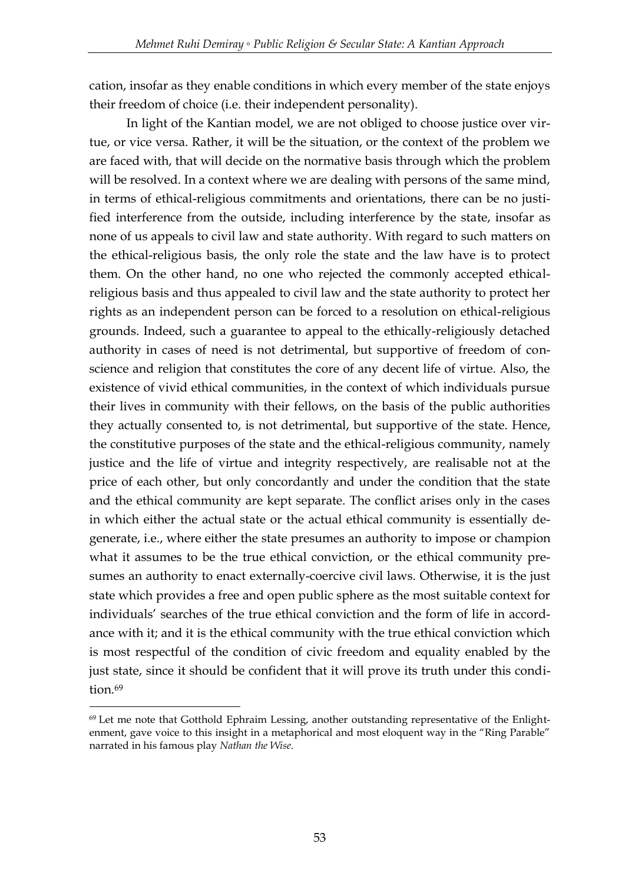cation, insofar as they enable conditions in which every member of the state enjoys their freedom of choice (i.e. their independent personality).

In light of the Kantian model, we are not obliged to choose justice over virtue, or vice versa. Rather, it will be the situation, or the context of the problem we are faced with, that will decide on the normative basis through which the problem will be resolved. In a context where we are dealing with persons of the same mind, in terms of ethical-religious commitments and orientations, there can be no justified interference from the outside, including interference by the state, insofar as none of us appeals to civil law and state authority. With regard to such matters on the ethical-religious basis, the only role the state and the law have is to protect them. On the other hand, no one who rejected the commonly accepted ethical-religious basis and thus appealed to civil law and the state authority to protect her rights as an independent person can be forced to a resolution on ethical-religious grounds. Indeed, such a guarantee to appeal to the ethically-religiously detached authority in cases of need is not detrimental, but supportive of freedom of conscience and religion that constitutes the core of any decent life of virtue. Also, the existence of vivid ethical communities, in the context of which individuals pursue their lives in community with their fellows, on the basis of the public authorities they actually consented to, is not detrimental, but supportive of the state. Hence, the constitutive purposes of the state and the ethical-religious community, namely justice and the life of virtue and integrity respectively, are realisable not at the price of each other, but only concordantly and under the condition that the state and the ethical community are kept separate. The conflict arises only in the cases in which either the actual state or the actual ethical community is essentially degenerate, i.e., where either the state presumes an authority to impose or champion what it assumes to be the true ethical conviction, or the ethical community presumes an authority to enact externally-coercive civil laws. Otherwise, it is the just state which provides a free and open public sphere as the most suitable context for individuals' searches of the true ethical conviction and the form of life in accordance with it; and it is the ethical community with the true ethical conviction which is most respectful of the condition of civic freedom and equality enabled by the just state, since it should be confident that it will prove its truth under this condition.[69]

[69] Let me note that Gotthold Ephraim Lessing, another outstanding representative of the Enlightenment, gave voice to this insight in a metaphorical and most eloquent way in the "Ring Parable" narrated in his famous play *Nathan the Wise*.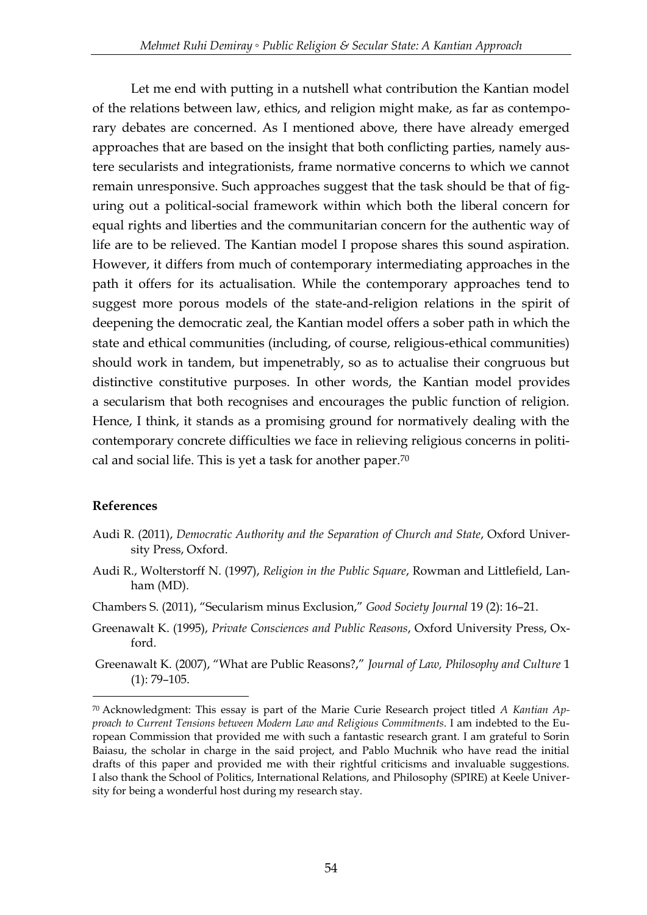Let me end with putting in a nutshell what contribution the Kantian model of the relations between law, ethics, and religion might make, as far as contemporary debates are concerned. As I mentioned above, there have already emerged approaches that are based on the insight that both conflicting parties, namely austere secularists and integrationists, frame normative concerns to which we cannot remain unresponsive. Such approaches suggest that the task should be that of figuring out a political-social framework within which both the liberal concern for equal rights and liberties and the communitarian concern for the authentic way of life are to be relieved. The Kantian model I propose shares this sound aspiration. However, it differs from much of contemporary intermediating approaches in the path it offers for its actualisation. While the contemporary approaches tend to suggest more porous models of the state-and-religion relations in the spirit of deepening the democratic zeal, the Kantian model offers a sober path in which the state and ethical communities (including, of course, religious-ethical communities) should work in tandem, but impenetrably, so as to actualise their congruous but distinctive constitutive purposes. In other words, the Kantian model provides a secularism that both recognises and encourages the public function of religion. Hence, I think, it stands as a promising ground for normatively dealing with the contemporary concrete difficulties we face in relieving religious concerns in political and social life. This is yet a task for another paper.[70]

## References

Audi R. (2011), *Democratic Authority and the Separation of Church and State*, Oxford University Press, Oxford.

Audi R., Wolterstorff N. (1997), *Religion in the Public Square*, Rowman and Littlefield, Lanham (MD).

Chambers S. (2011), "Secularism minus Exclusion," *Good Society Journal* 19 (2): 16–21.

Greenawalt K. (1995), *Private Consciences and Public Reasons*, Oxford University Press, Oxford.

Greenawalt K. (2007), "What are Public Reasons?," *Journal of Law, Philosophy and Culture* 1 (1): 79–105.

---

[70] Acknowledgment: This essay is part of the Marie Curie Research project titled *A Kantian Approach to Current Tensions between Modern Law and Religious Commitments*. I am indebted to the European Commission that provided me with such a fantastic research grant. I am grateful to Sorin Baiasu, the scholar in charge in the said project, and Pablo Muchnik who have read the initial drafts of this paper and provided me with their rightful criticisms and invaluable suggestions. I also thank the School of Politics, International Relations, and Philosophy (SPIRE) at Keele University for being a wonderful host during my research stay.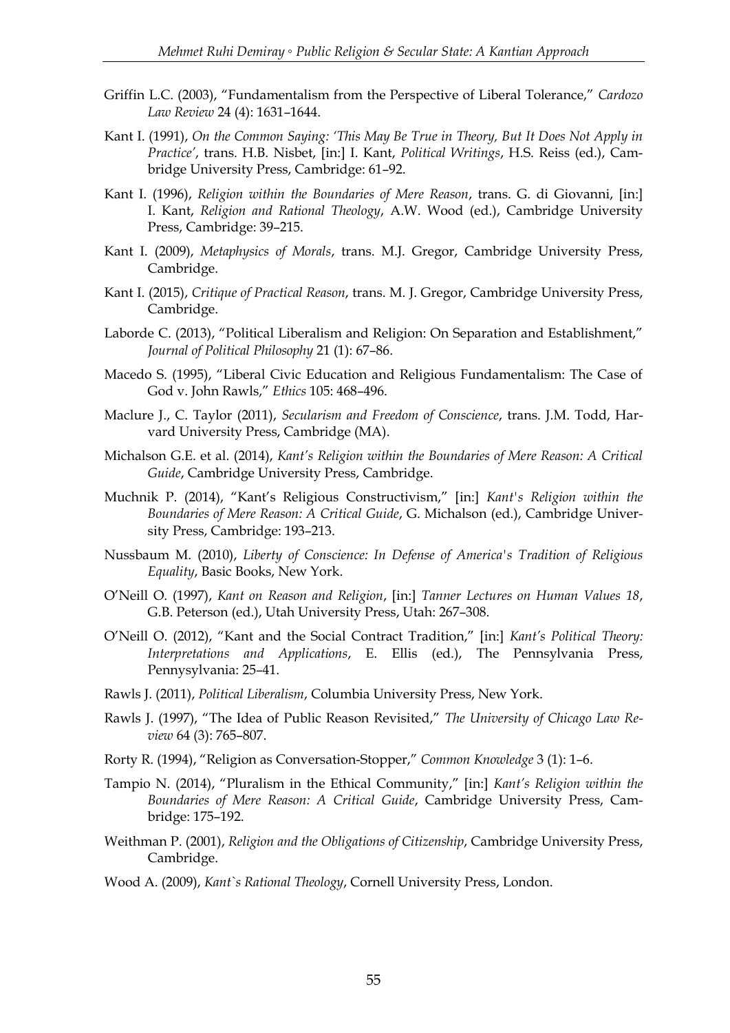Griffin L.C. (2003), "Fundamentalism from the Perspective of Liberal Tolerance," *Cardozo Law Review* 24 (4): 1631–1644.

Kant I. (1991), *On the Common Saying: 'This May Be True in Theory, But It Does Not Apply in Practice'*, trans. H.B. Nisbet, [in:] I. Kant, *Political Writings*, H.S. Reiss (ed.), Cambridge University Press, Cambridge: 61–92.

Kant I. (1996), *Religion within the Boundaries of Mere Reason*, trans. G. di Giovanni, [in:] I. Kant, *Religion and Rational Theology*, A.W. Wood (ed.), Cambridge University Press, Cambridge: 39–215.

Kant I. (2009), *Metaphysics of Morals*, trans. M.J. Gregor, Cambridge University Press, Cambridge.

Kant I. (2015), *Critique of Practical Reason*, trans. M. J. Gregor, Cambridge University Press, Cambridge.

Laborde C. (2013), "Political Liberalism and Religion: On Separation and Establishment," *Journal of Political Philosophy* 21 (1): 67–86.

Macedo S. (1995), "Liberal Civic Education and Religious Fundamentalism: The Case of God v. John Rawls," *Ethics* 105: 468–496.

Maclure J., C. Taylor (2011), *Secularism and Freedom of Conscience*, trans. J.M. Todd, Harvard University Press, Cambridge (MA).

Michalson G.E. et al. (2014), *Kant's Religion within the Boundaries of Mere Reason: A Critical Guide*, Cambridge University Press, Cambridge.

Muchnik P. (2014), "Kant's Religious Constructivism," [in:] *Kant's Religion within the Boundaries of Mere Reason: A Critical Guide*, G. Michalson (ed.), Cambridge University Press, Cambridge: 193–213.

Nussbaum M. (2010), *Liberty of Conscience: In Defense of America's Tradition of Religious Equality*, Basic Books, New York.

O'Neill O. (1997), *Kant on Reason and Religion*, [in:] *Tanner Lectures on Human Values 18*, G.B. Peterson (ed.), Utah University Press, Utah: 267–308.

O'Neill O. (2012), "Kant and the Social Contract Tradition," [in:] *Kant's Political Theory: Interpretations and Applications*, E. Ellis (ed.), The Pennsylvania Press, Pennsylvania: 25–41.

Rawls J. (2011), *Political Liberalism*, Columbia University Press, New York.

Rawls J. (1997), "The Idea of Public Reason Revisited," *The University of Chicago Law Review* 64 (3): 765–807.

Rorty R. (1994), "Religion as Conversation-Stopper," *Common Knowledge* 3 (1): 1–6.

Tampio N. (2014), "Pluralism in the Ethical Community," [in:] *Kant's Religion within the Boundaries of Mere Reason: A Critical Guide*, Cambridge University Press, Cambridge: 175–192.

Weithman P. (2001), *Religion and the Obligations of Citizenship*, Cambridge University Press, Cambridge.

Wood A. (2009), *Kant`s Rational Theology*, Cornell University Press, London.